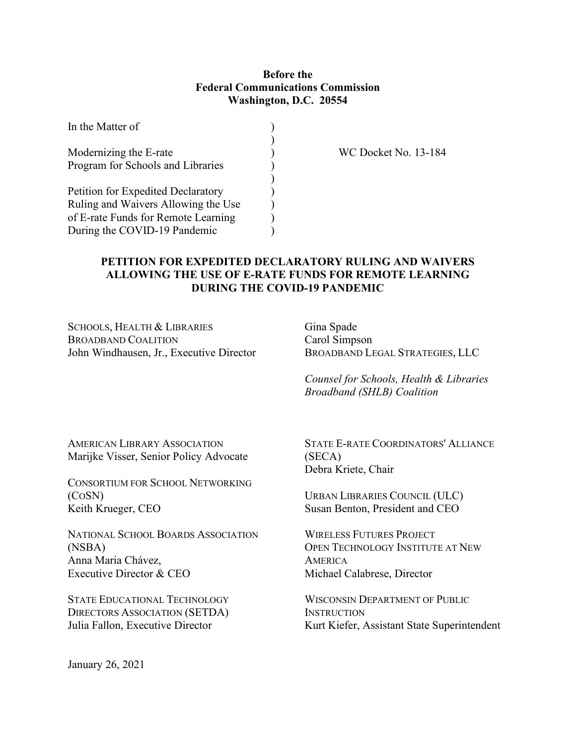**Before the**
**Federal Communications Commission**
**Washington, D.C. 20554**

| | | |
|---|---|---|
| In the Matter of | ) | |
| | ) | |
| Modernizing the E-rate Program for Schools and Libraries | ) | WC Docket No. 13-184 |
| | ) | |
| Petition for Expedited Declaratory Ruling and Waivers Allowing the Use of E-rate Funds for Remote Learning During the COVID-19 Pandemic | ) | |

# PETITION FOR EXPEDITED DECLARATORY RULING AND WAIVERS ALLOWING THE USE OF E-RATE FUNDS FOR REMOTE LEARNING DURING THE COVID-19 PANDEMIC

SCHOOLS, HEALTH & LIBRARIES BROADBAND COALITION
John Windhausen, Jr., Executive Director

Gina Spade
Carol Simpson
BROADBAND LEGAL STRATEGIES, LLC

*Counsel for Schools, Health & Libraries Broadband (SHLB) Coalition*

AMERICAN LIBRARY ASSOCIATION
Marijke Visser, Senior Policy Advocate

CONSORTIUM FOR SCHOOL NETWORKING (COSN)
Keith Krueger, CEO

NATIONAL SCHOOL BOARDS ASSOCIATION (NSBA)
Anna Maria Chávez,
Executive Director & CEO

STATE EDUCATIONAL TECHNOLOGY DIRECTORS ASSOCIATION (SETDA)
Julia Fallon, Executive Director

STATE E-RATE COORDINATORS' ALLIANCE (SECA)
Debra Kriete, Chair

URBAN LIBRARIES COUNCIL (ULC)
Susan Benton, President and CEO

WIRELESS FUTURES PROJECT
OPEN TECHNOLOGY INSTITUTE AT NEW AMERICA
Michael Calabrese, Director

WISCONSIN DEPARTMENT OF PUBLIC INSTRUCTION
Kurt Kiefer, Assistant State Superintendent

January 26, 2021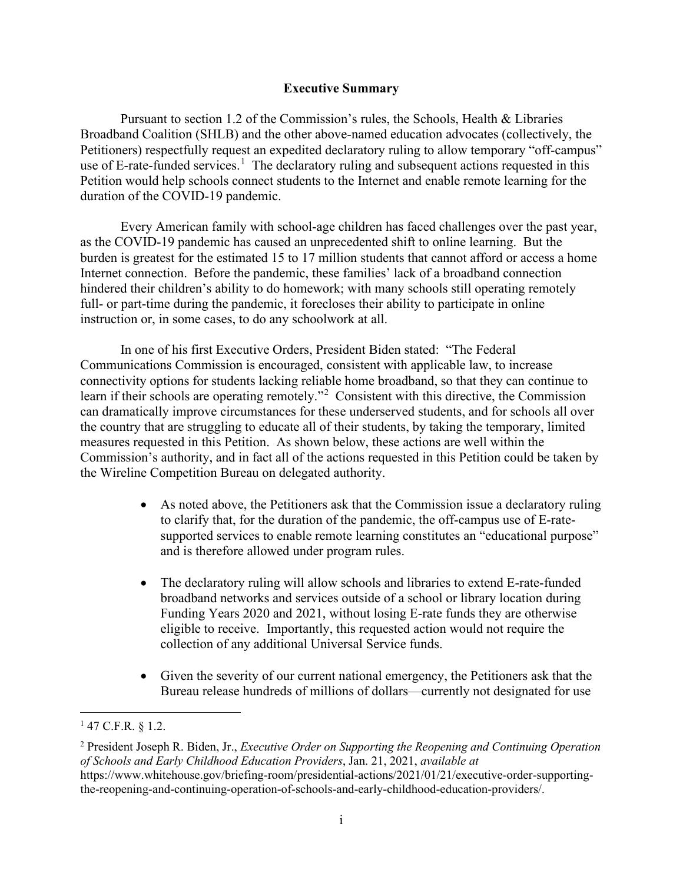## Executive Summary

Pursuant to section 1.2 of the Commission's rules, the Schools, Health & Libraries Broadband Coalition (SHLB) and the other above-named education advocates (collectively, the Petitioners) respectfully request an expedited declaratory ruling to allow temporary "off-campus" use of E-rate-funded services.[1] The declaratory ruling and subsequent actions requested in this Petition would help schools connect students to the Internet and enable remote learning for the duration of the COVID-19 pandemic.

Every American family with school-age children has faced challenges over the past year, as the COVID-19 pandemic has caused an unprecedented shift to online learning. But the burden is greatest for the estimated 15 to 17 million students that cannot afford or access a home Internet connection. Before the pandemic, these families' lack of a broadband connection hindered their children's ability to do homework; with many schools still operating remotely full- or part-time during the pandemic, it forecloses their ability to participate in online instruction or, in some cases, to do any schoolwork at all.

In one of his first Executive Orders, President Biden stated: "The Federal Communications Commission is encouraged, consistent with applicable law, to increase connectivity options for students lacking reliable home broadband, so that they can continue to learn if their schools are operating remotely."[2] Consistent with this directive, the Commission can dramatically improve circumstances for these underserved students, and for schools all over the country that are struggling to educate all of their students, by taking the temporary, limited measures requested in this Petition. As shown below, these actions are well within the Commission's authority, and in fact all of the actions requested in this Petition could be taken by the Wireline Competition Bureau on delegated authority.

- As noted above, the Petitioners ask that the Commission issue a declaratory ruling to clarify that, for the duration of the pandemic, the off-campus use of E-rate-supported services to enable remote learning constitutes an "educational purpose" and is therefore allowed under program rules.
- The declaratory ruling will allow schools and libraries to extend E-rate-funded broadband networks and services outside of a school or library location during Funding Years 2020 and 2021, without losing E-rate funds they are otherwise eligible to receive. Importantly, this requested action would not require the collection of any additional Universal Service funds.
- Given the severity of our current national emergency, the Petitioners ask that the Bureau release hundreds of millions of dollars—currently not designated for use

---

[1] 47 C.F.R. § 1.2.

[2] President Joseph R. Biden, Jr., *Executive Order on Supporting the Reopening and Continuing Operation of Schools and Early Childhood Education Providers*, Jan. 21, 2021, *available at* https://www.whitehouse.gov/briefing-room/presidential-actions/2021/01/21/executive-order-supporting-the-reopening-and-continuing-operation-of-schools-and-early-childhood-education-providers/.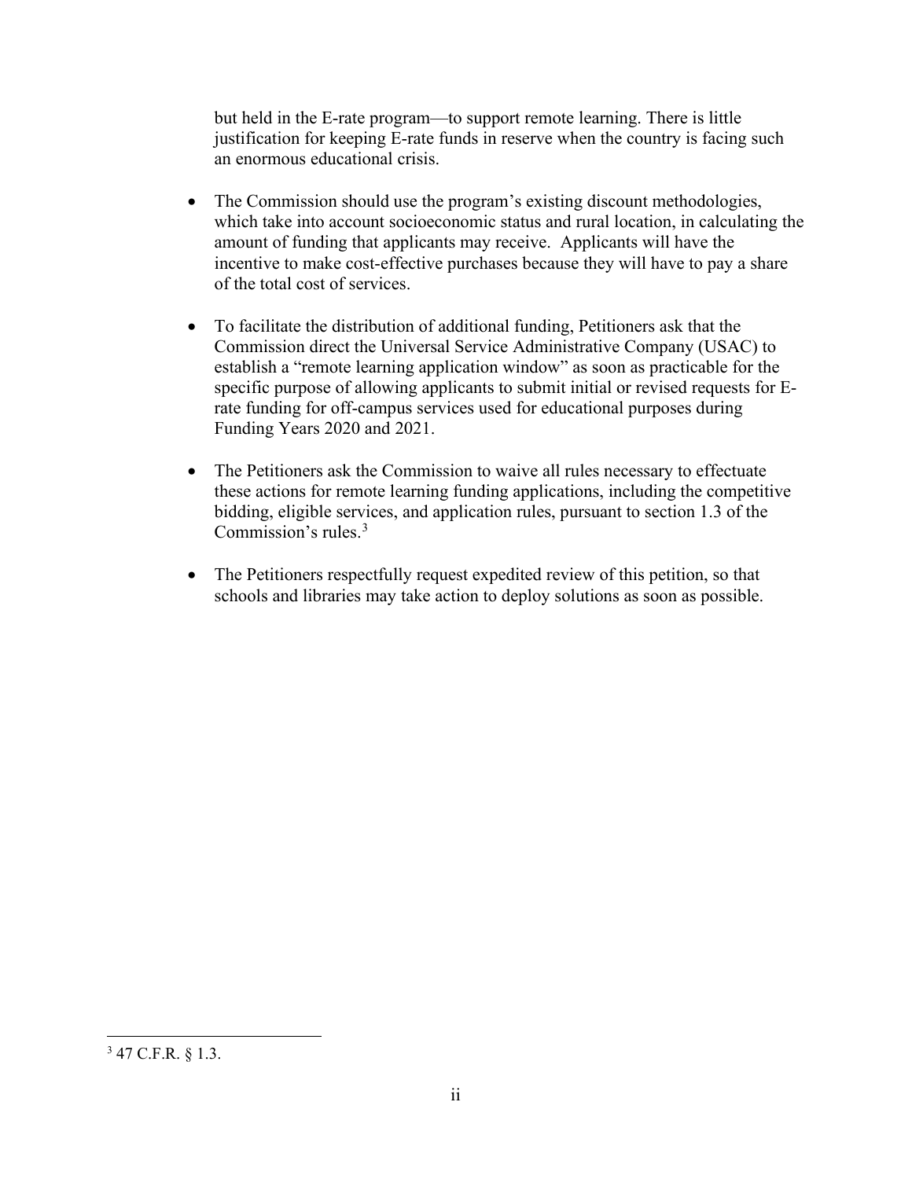but held in the E-rate program—to support remote learning. There is little justification for keeping E-rate funds in reserve when the country is facing such an enormous educational crisis.

- The Commission should use the program's existing discount methodologies, which take into account socioeconomic status and rural location, in calculating the amount of funding that applicants may receive. Applicants will have the incentive to make cost-effective purchases because they will have to pay a share of the total cost of services.

- To facilitate the distribution of additional funding, Petitioners ask that the Commission direct the Universal Service Administrative Company (USAC) to establish a "remote learning application window" as soon as practicable for the specific purpose of allowing applicants to submit initial or revised requests for E-rate funding for off-campus services used for educational purposes during Funding Years 2020 and 2021.

- The Petitioners ask the Commission to waive all rules necessary to effectuate these actions for remote learning funding applications, including the competitive bidding, eligible services, and application rules, pursuant to section 1.3 of the Commission's rules.[3]

- The Petitioners respectfully request expedited review of this petition, so that schools and libraries may take action to deploy solutions as soon as possible.

---

[3] 47 C.F.R. § 1.3.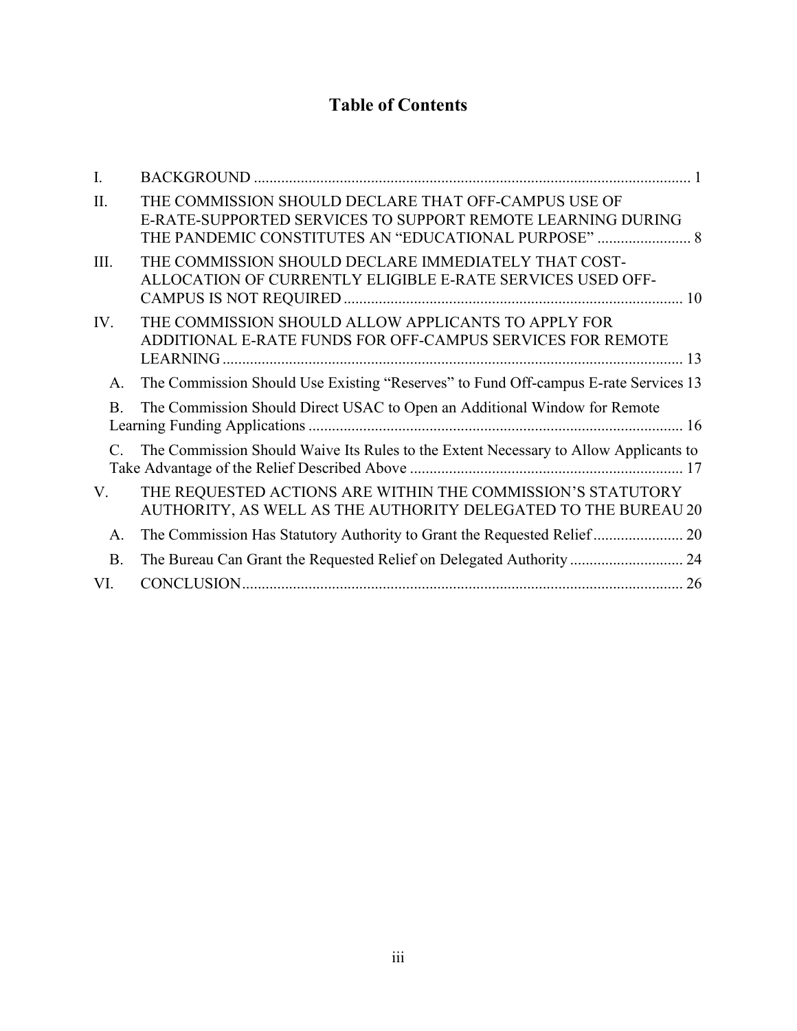# Table of Contents

I. BACKGROUND ........................................................................................................ 1

II. THE COMMISSION SHOULD DECLARE THAT OFF-CAMPUS USE OF E-RATE-SUPPORTED SERVICES TO SUPPORT REMOTE LEARNING DURING THE PANDEMIC CONSTITUTES AN "EDUCATIONAL PURPOSE" ........................ 8

III. THE COMMISSION SHOULD DECLARE IMMEDIATELY THAT COST-ALLOCATION OF CURRENTLY ELIGIBLE E-RATE SERVICES USED OFF-CAMPUS IS NOT REQUIRED ........................................................................................ 10

IV. THE COMMISSION SHOULD ALLOW APPLICANTS TO APPLY FOR ADDITIONAL E-RATE FUNDS FOR OFF-CAMPUS SERVICES FOR REMOTE LEARNING ........................................................................................................ 13

- A. The Commission Should Use Existing "Reserves" to Fund Off-campus E-rate Services 13
- B. The Commission Should Direct USAC to Open an Additional Window for Remote Learning Funding Applications ........................................................................................ 16
- C. The Commission Should Waive Its Rules to the Extent Necessary to Allow Applicants to Take Advantage of the Relief Described Above ...................................................................... 17

V. THE REQUESTED ACTIONS ARE WITHIN THE COMMISSION'S STATUTORY AUTHORITY, AS WELL AS THE AUTHORITY DELEGATED TO THE BUREAU 20

- A. The Commission Has Statutory Authority to Grant the Requested Relief ....................... 20
- B. The Bureau Can Grant the Requested Relief on Delegated Authority ............................. 24

VI. CONCLUSION........................................................................................................ 26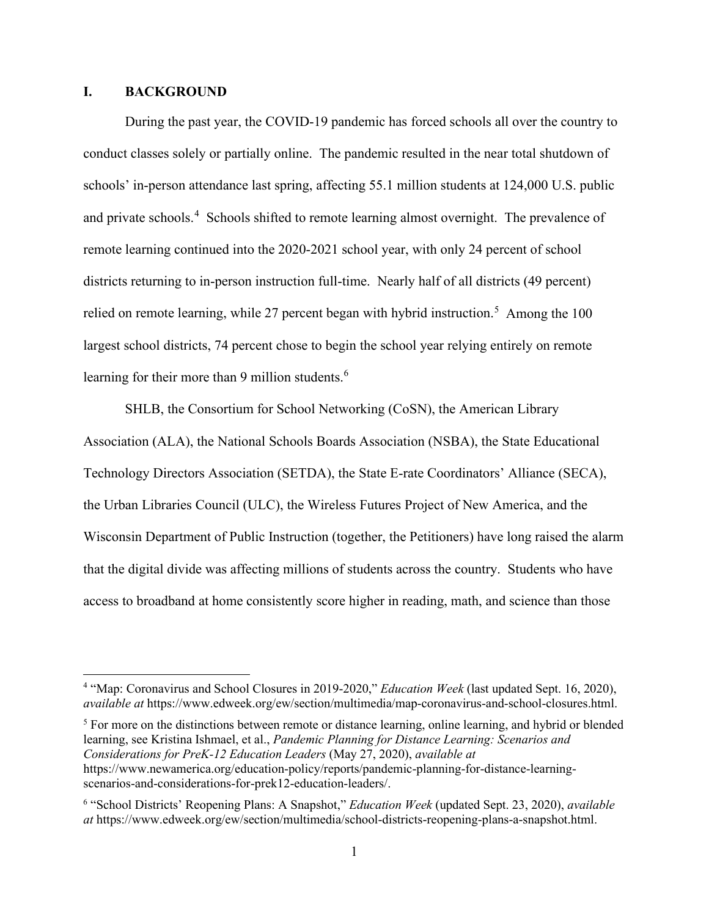## I. BACKGROUND

During the past year, the COVID-19 pandemic has forced schools all over the country to conduct classes solely or partially online. The pandemic resulted in the near total shutdown of schools' in-person attendance last spring, affecting 55.1 million students at 124,000 U.S. public and private schools.[4] Schools shifted to remote learning almost overnight. The prevalence of remote learning continued into the 2020-2021 school year, with only 24 percent of school districts returning to in-person instruction full-time. Nearly half of all districts (49 percent) relied on remote learning, while 27 percent began with hybrid instruction.[5] Among the 100 largest school districts, 74 percent chose to begin the school year relying entirely on remote learning for their more than 9 million students.[6]

SHLB, the Consortium for School Networking (CoSN), the American Library Association (ALA), the National Schools Boards Association (NSBA), the State Educational Technology Directors Association (SETDA), the State E-rate Coordinators' Alliance (SECA), the Urban Libraries Council (ULC), the Wireless Futures Project of New America, and the Wisconsin Department of Public Instruction (together, the Petitioners) have long raised the alarm that the digital divide was affecting millions of students across the country. Students who have access to broadband at home consistently score higher in reading, math, and science than those

---

[4] "Map: Coronavirus and School Closures in 2019-2020," *Education Week* (last updated Sept. 16, 2020), *available at* https://www.edweek.org/ew/section/multimedia/map-coronavirus-and-school-closures.html.

[5] For more on the distinctions between remote or distance learning, online learning, and hybrid or blended learning, see Kristina Ishmael, et al., *Pandemic Planning for Distance Learning: Scenarios and Considerations for PreK-12 Education Leaders* (May 27, 2020), *available at* https://www.newamerica.org/education-policy/reports/pandemic-planning-for-distance-learning-scenarios-and-considerations-for-prek12-education-leaders/.

[6] "School Districts' Reopening Plans: A Snapshot," *Education Week* (updated Sept. 23, 2020), *available at* https://www.edweek.org/ew/section/multimedia/school-districts-reopening-plans-a-snapshot.html.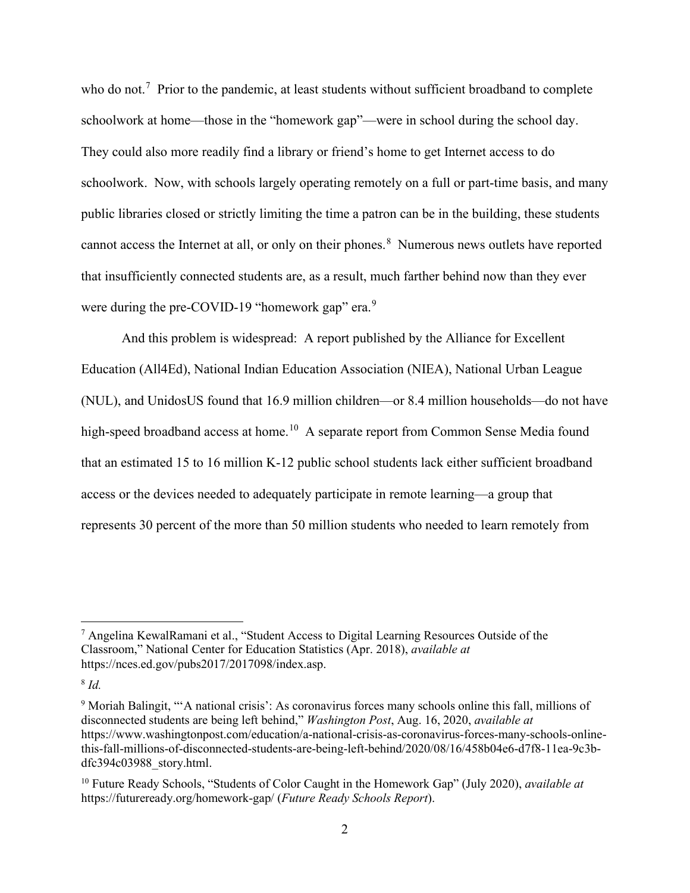who do not.[7] Prior to the pandemic, at least students without sufficient broadband to complete schoolwork at home—those in the "homework gap"—were in school during the school day. They could also more readily find a library or friend's home to get Internet access to do schoolwork. Now, with schools largely operating remotely on a full or part-time basis, and many public libraries closed or strictly limiting the time a patron can be in the building, these students cannot access the Internet at all, or only on their phones.[8] Numerous news outlets have reported that insufficiently connected students are, as a result, much farther behind now than they ever were during the pre-COVID-19 "homework gap" era.[9]

And this problem is widespread: A report published by the Alliance for Excellent Education (All4Ed), National Indian Education Association (NIEA), National Urban League (NUL), and UnidosUS found that 16.9 million children—or 8.4 million households—do not have high-speed broadband access at home.[10] A separate report from Common Sense Media found that an estimated 15 to 16 million K-12 public school students lack either sufficient broadband access or the devices needed to adequately participate in remote learning—a group that represents 30 percent of the more than 50 million students who needed to learn remotely from

---

[7] Angelina KewalRamani et al., "Student Access to Digital Learning Resources Outside of the Classroom," National Center for Education Statistics (Apr. 2018), *available at* https://nces.ed.gov/pubs2017/2017098/index.asp.

[8] *Id.*

[9] Moriah Balingit, "'A national crisis': As coronavirus forces many schools online this fall, millions of disconnected students are being left behind," *Washington Post*, Aug. 16, 2020, *available at* https://www.washingtonpost.com/education/a-national-crisis-as-coronavirus-forces-many-schools-online-this-fall-millions-of-disconnected-students-are-being-left-behind/2020/08/16/458b04e6-d7f8-11ea-9c3b-dfc394c03988_story.html.

[10] Future Ready Schools, "Students of Color Caught in the Homework Gap" (July 2020), *available at* https://futureready.org/homework-gap/ (*Future Ready Schools Report*).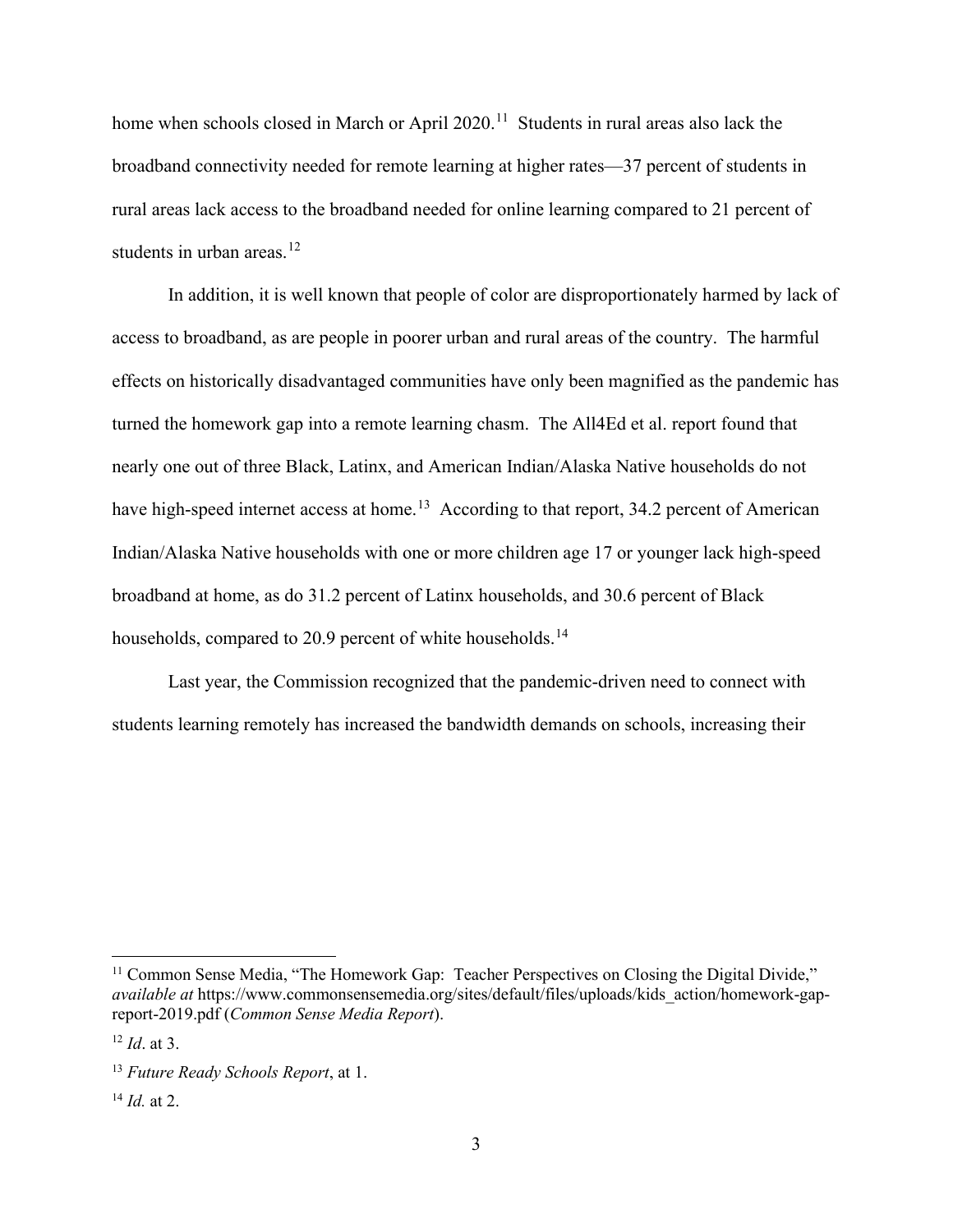home when schools closed in March or April 2020.[11] Students in rural areas also lack the broadband connectivity needed for remote learning at higher rates—37 percent of students in rural areas lack access to the broadband needed for online learning compared to 21 percent of students in urban areas.[12]

In addition, it is well known that people of color are disproportionately harmed by lack of access to broadband, as are people in poorer urban and rural areas of the country. The harmful effects on historically disadvantaged communities have only been magnified as the pandemic has turned the homework gap into a remote learning chasm. The All4Ed et al. report found that nearly one out of three Black, Latinx, and American Indian/Alaska Native households do not have high-speed internet access at home.[13] According to that report, 34.2 percent of American Indian/Alaska Native households with one or more children age 17 or younger lack high-speed broadband at home, as do 31.2 percent of Latinx households, and 30.6 percent of Black households, compared to 20.9 percent of white households.[14]

Last year, the Commission recognized that the pandemic-driven need to connect with students learning remotely has increased the bandwidth demands on schools, increasing their

---

[11] Common Sense Media, "The Homework Gap: Teacher Perspectives on Closing the Digital Divide," *available at* https://www.commonsensemedia.org/sites/default/files/uploads/kids_action/homework-gap-report-2019.pdf (*Common Sense Media Report*).

[12] *Id*. at 3.

[13] *Future Ready Schools Report*, at 1.

[14] *Id.* at 2.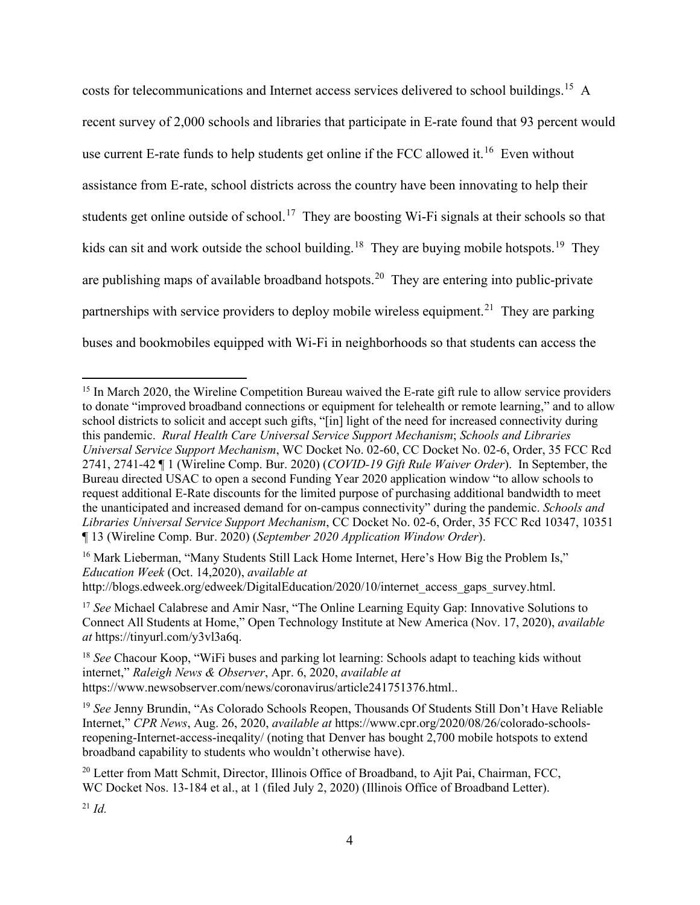costs for telecommunications and Internet access services delivered to school buildings.[15] A recent survey of 2,000 schools and libraries that participate in E-rate found that 93 percent would use current E-rate funds to help students get online if the FCC allowed it.[16] Even without assistance from E-rate, school districts across the country have been innovating to help their students get online outside of school.[17] They are boosting Wi-Fi signals at their schools so that kids can sit and work outside the school building.[18] They are buying mobile hotspots.[19] They are publishing maps of available broadband hotspots.[20] They are entering into public-private partnerships with service providers to deploy mobile wireless equipment.[21] They are parking buses and bookmobiles equipped with Wi-Fi in neighborhoods so that students can access the

---

[15] In March 2020, the Wireline Competition Bureau waived the E-rate gift rule to allow service providers to donate "improved broadband connections or equipment for telehealth or remote learning," and to allow school districts to solicit and accept such gifts, "[in] light of the need for increased connectivity during this pandemic. *Rural Health Care Universal Service Support Mechanism*; *Schools and Libraries Universal Service Support Mechanism*, WC Docket No. 02-60, CC Docket No. 02-6, Order, 35 FCC Rcd 2741, 2741-42 ¶ 1 (Wireline Comp. Bur. 2020) (*COVID-19 Gift Rule Waiver Order*). In September, the Bureau directed USAC to open a second Funding Year 2020 application window "to allow schools to request additional E-Rate discounts for the limited purpose of purchasing additional bandwidth to meet the unanticipated and increased demand for on-campus connectivity" during the pandemic. *Schools and Libraries Universal Service Support Mechanism*, CC Docket No. 02-6, Order, 35 FCC Rcd 10347, 10351 ¶ 13 (Wireline Comp. Bur. 2020) (*September 2020 Application Window Order*).

[16] Mark Lieberman, "Many Students Still Lack Home Internet, Here's How Big the Problem Is," *Education Week* (Oct. 14,2020), *available at* http://blogs.edweek.org/edweek/DigitalEducation/2020/10/internet_access_gaps_survey.html.

[17] *See* Michael Calabrese and Amir Nasr, "The Online Learning Equity Gap: Innovative Solutions to Connect All Students at Home," Open Technology Institute at New America (Nov. 17, 2020), *available at* https://tinyurl.com/y3vl3a6q.

[18] *See* Chacour Koop, "WiFi buses and parking lot learning: Schools adapt to teaching kids without internet," *Raleigh News & Observer*, Apr. 6, 2020, *available at* https://www.newsobserver.com/news/coronavirus/article241751376.html..

[19] *See* Jenny Brundin, "As Colorado Schools Reopen, Thousands Of Students Still Don't Have Reliable Internet," *CPR News*, Aug. 26, 2020, *available at* https://www.cpr.org/2020/08/26/colorado-schools-reopening-Internet-access-ineqality/ (noting that Denver has bought 2,700 mobile hotspots to extend broadband capability to students who wouldn't otherwise have).

[20] Letter from Matt Schmit, Director, Illinois Office of Broadband, to Ajit Pai, Chairman, FCC, WC Docket Nos. 13-184 et al., at 1 (filed July 2, 2020) (Illinois Office of Broadband Letter).

[21] *Id.*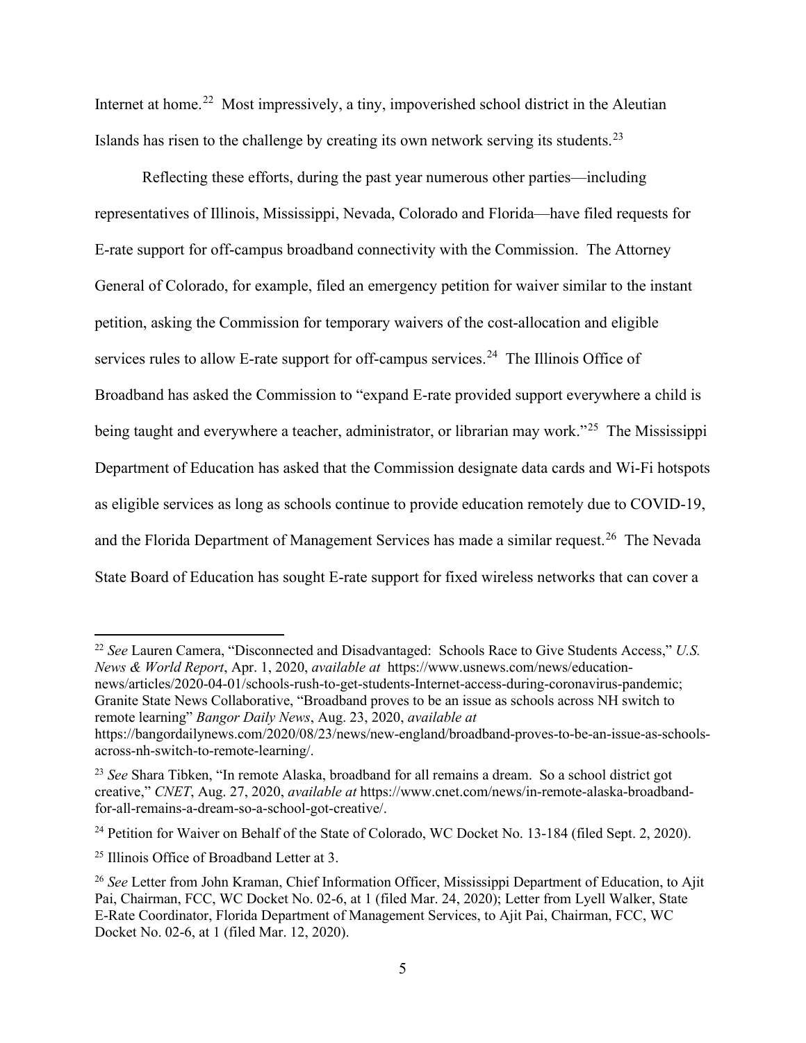Internet at home.[22] Most impressively, a tiny, impoverished school district in the Aleutian Islands has risen to the challenge by creating its own network serving its students.[23]

Reflecting these efforts, during the past year numerous other parties—including representatives of Illinois, Mississippi, Nevada, Colorado and Florida—have filed requests for E-rate support for off-campus broadband connectivity with the Commission. The Attorney General of Colorado, for example, filed an emergency petition for waiver similar to the instant petition, asking the Commission for temporary waivers of the cost-allocation and eligible services rules to allow E-rate support for off-campus services.[24] The Illinois Office of Broadband has asked the Commission to "expand E-rate provided support everywhere a child is being taught and everywhere a teacher, administrator, or librarian may work."[25] The Mississippi Department of Education has asked that the Commission designate data cards and Wi-Fi hotspots as eligible services as long as schools continue to provide education remotely due to COVID-19, and the Florida Department of Management Services has made a similar request.[26] The Nevada State Board of Education has sought E-rate support for fixed wireless networks that can cover a

---

[22] *See* Lauren Camera, "Disconnected and Disadvantaged: Schools Race to Give Students Access," *U.S. News & World Report*, Apr. 1, 2020, *available at* https://www.usnews.com/news/education-news/articles/2020-04-01/schools-rush-to-get-students-Internet-access-during-coronavirus-pandemic; Granite State News Collaborative, "Broadband proves to be an issue as schools across NH switch to remote learning" *Bangor Daily News*, Aug. 23, 2020, *available at* https://bangordailynews.com/2020/08/23/news/new-england/broadband-proves-to-be-an-issue-as-schools-across-nh-switch-to-remote-learning/.

[23] *See* Shara Tibken, "In remote Alaska, broadband for all remains a dream. So a school district got creative," *CNET*, Aug. 27, 2020, *available at* https://www.cnet.com/news/in-remote-alaska-broadband-for-all-remains-a-dream-so-a-school-got-creative/.

[24] Petition for Waiver on Behalf of the State of Colorado, WC Docket No. 13-184 (filed Sept. 2, 2020).

[25] Illinois Office of Broadband Letter at 3.

[26] *See* Letter from John Kraman, Chief Information Officer, Mississippi Department of Education, to Ajit Pai, Chairman, FCC, WC Docket No. 02-6, at 1 (filed Mar. 24, 2020); Letter from Lyell Walker, State E-Rate Coordinator, Florida Department of Management Services, to Ajit Pai, Chairman, FCC, WC Docket No. 02-6, at 1 (filed Mar. 12, 2020).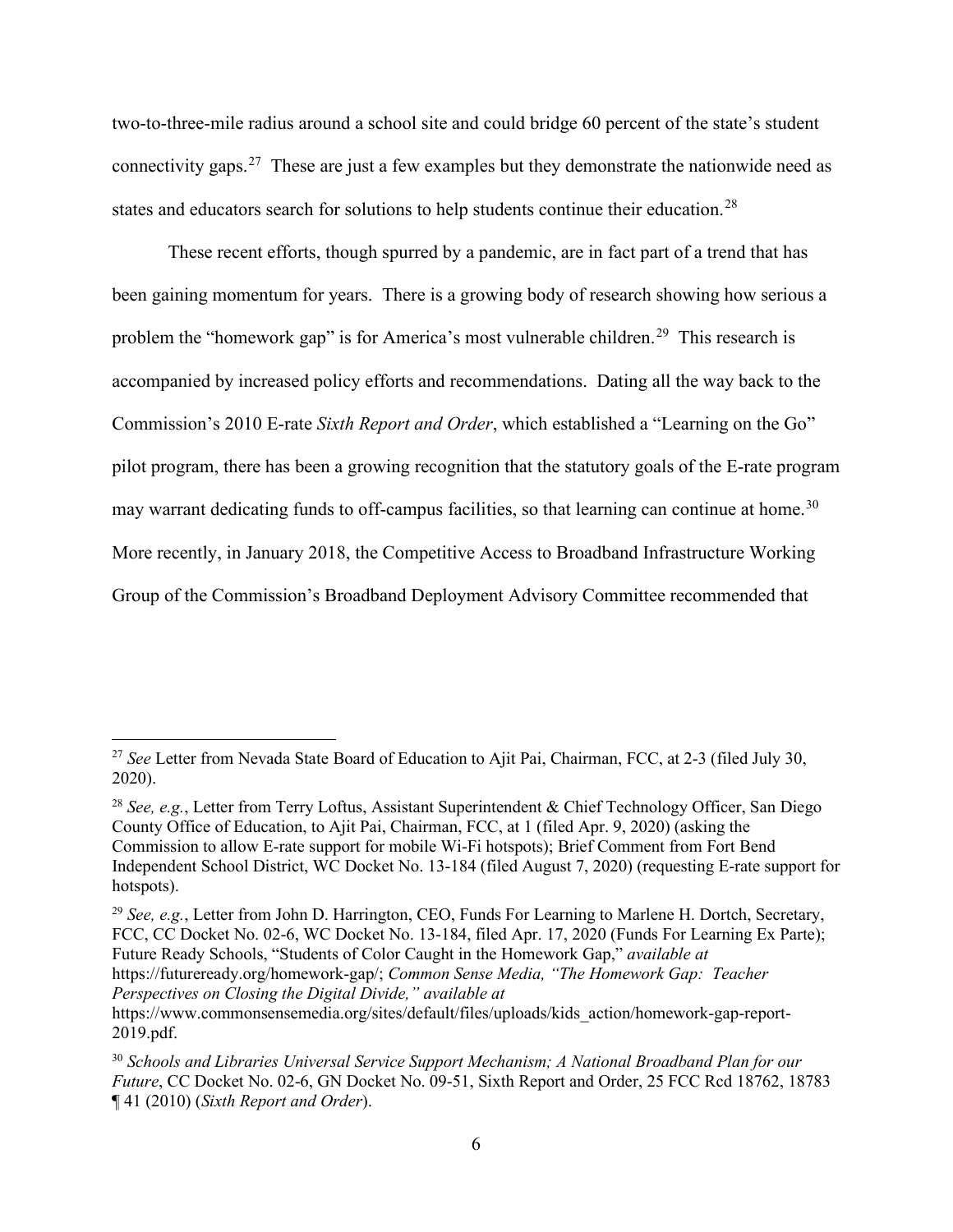two-to-three-mile radius around a school site and could bridge 60 percent of the state's student connectivity gaps.[27] These are just a few examples but they demonstrate the nationwide need as states and educators search for solutions to help students continue their education.[28]

These recent efforts, though spurred by a pandemic, are in fact part of a trend that has been gaining momentum for years. There is a growing body of research showing how serious a problem the "homework gap" is for America's most vulnerable children.[29] This research is accompanied by increased policy efforts and recommendations. Dating all the way back to the Commission's 2010 E-rate *Sixth Report and Order*, which established a "Learning on the Go" pilot program, there has been a growing recognition that the statutory goals of the E-rate program may warrant dedicating funds to off-campus facilities, so that learning can continue at home.[30] More recently, in January 2018, the Competitive Access to Broadband Infrastructure Working Group of the Commission's Broadband Deployment Advisory Committee recommended that

---

[27] *See* Letter from Nevada State Board of Education to Ajit Pai, Chairman, FCC, at 2-3 (filed July 30, 2020).

[28] *See, e.g.*, Letter from Terry Loftus, Assistant Superintendent & Chief Technology Officer, San Diego County Office of Education, to Ajit Pai, Chairman, FCC, at 1 (filed Apr. 9, 2020) (asking the Commission to allow E-rate support for mobile Wi-Fi hotspots); Brief Comment from Fort Bend Independent School District, WC Docket No. 13-184 (filed August 7, 2020) (requesting E-rate support for hotspots).

[29] *See, e.g.*, Letter from John D. Harrington, CEO, Funds For Learning to Marlene H. Dortch, Secretary, FCC, CC Docket No. 02-6, WC Docket No. 13-184, filed Apr. 17, 2020 (Funds For Learning Ex Parte); Future Ready Schools, "Students of Color Caught in the Homework Gap," *available at* https://futureready.org/homework-gap/; *Common Sense Media, "The Homework Gap: Teacher Perspectives on Closing the Digital Divide," available at* https://www.commonsensemedia.org/sites/default/files/uploads/kids_action/homework-gap-report-2019.pdf.

[30] *Schools and Libraries Universal Service Support Mechanism; A National Broadband Plan for our Future*, CC Docket No. 02-6, GN Docket No. 09-51, Sixth Report and Order, 25 FCC Rcd 18762, 18783 ¶ 41 (2010) (*Sixth Report and Order*).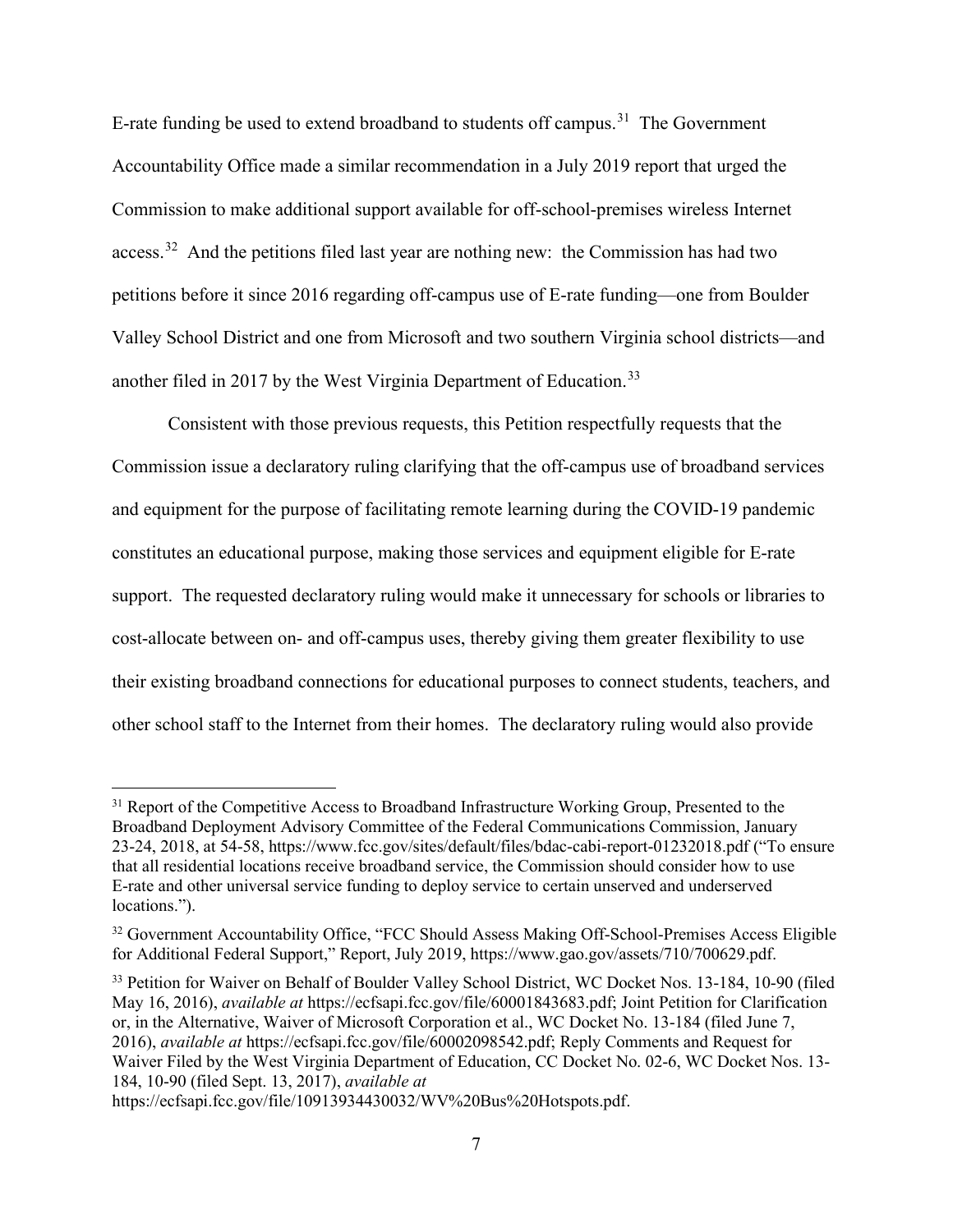E-rate funding be used to extend broadband to students off campus.[31] The Government Accountability Office made a similar recommendation in a July 2019 report that urged the Commission to make additional support available for off-school-premises wireless Internet access.[32] And the petitions filed last year are nothing new: the Commission has had two petitions before it since 2016 regarding off-campus use of E-rate funding—one from Boulder Valley School District and one from Microsoft and two southern Virginia school districts—and another filed in 2017 by the West Virginia Department of Education.[33]

Consistent with those previous requests, this Petition respectfully requests that the Commission issue a declaratory ruling clarifying that the off-campus use of broadband services and equipment for the purpose of facilitating remote learning during the COVID-19 pandemic constitutes an educational purpose, making those services and equipment eligible for E-rate support. The requested declaratory ruling would make it unnecessary for schools or libraries to cost-allocate between on- and off-campus uses, thereby giving them greater flexibility to use their existing broadband connections for educational purposes to connect students, teachers, and other school staff to the Internet from their homes. The declaratory ruling would also provide

---

[31] Report of the Competitive Access to Broadband Infrastructure Working Group, Presented to the Broadband Deployment Advisory Committee of the Federal Communications Commission, January 23-24, 2018, at 54-58, https://www.fcc.gov/sites/default/files/bdac-cabi-report-01232018.pdf ("To ensure that all residential locations receive broadband service, the Commission should consider how to use E-rate and other universal service funding to deploy service to certain unserved and underserved locations.").

[32] Government Accountability Office, "FCC Should Assess Making Off-School-Premises Access Eligible for Additional Federal Support," Report, July 2019, https://www.gao.gov/assets/710/700629.pdf.

[33] Petition for Waiver on Behalf of Boulder Valley School District, WC Docket Nos. 13-184, 10-90 (filed May 16, 2016), *available at* https://ecfsapi.fcc.gov/file/60001843683.pdf; Joint Petition for Clarification or, in the Alternative, Waiver of Microsoft Corporation et al., WC Docket No. 13-184 (filed June 7, 2016), *available at* https://ecfsapi.fcc.gov/file/60002098542.pdf; Reply Comments and Request for Waiver Filed by the West Virginia Department of Education, CC Docket No. 02-6, WC Docket Nos. 13-184, 10-90 (filed Sept. 13, 2017), *available at* https://ecfsapi.fcc.gov/file/10913934430032/WV%20Bus%20Hotspots.pdf.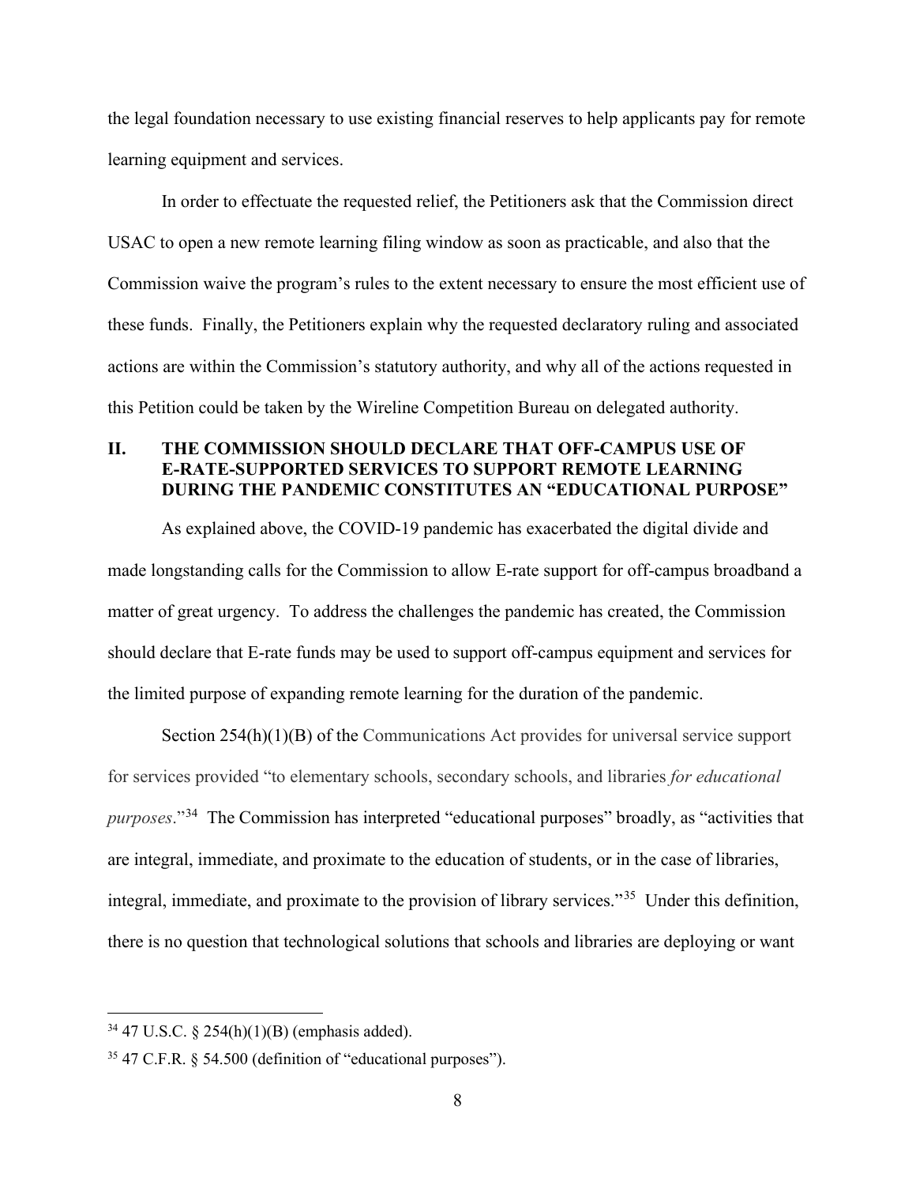the legal foundation necessary to use existing financial reserves to help applicants pay for remote learning equipment and services.

In order to effectuate the requested relief, the Petitioners ask that the Commission direct USAC to open a new remote learning filing window as soon as practicable, and also that the Commission waive the program's rules to the extent necessary to ensure the most efficient use of these funds. Finally, the Petitioners explain why the requested declaratory ruling and associated actions are within the Commission's statutory authority, and why all of the actions requested in this Petition could be taken by the Wireline Competition Bureau on delegated authority.

## II. THE COMMISSION SHOULD DECLARE THAT OFF-CAMPUS USE OF E-RATE-SUPPORTED SERVICES TO SUPPORT REMOTE LEARNING DURING THE PANDEMIC CONSTITUTES AN "EDUCATIONAL PURPOSE"

As explained above, the COVID-19 pandemic has exacerbated the digital divide and made longstanding calls for the Commission to allow E-rate support for off-campus broadband a matter of great urgency. To address the challenges the pandemic has created, the Commission should declare that E-rate funds may be used to support off-campus equipment and services for the limited purpose of expanding remote learning for the duration of the pandemic.

Section 254(h)(1)(B) of the Communications Act provides for universal service support for services provided "to elementary schools, secondary schools, and libraries *for educational purposes*."[34] The Commission has interpreted "educational purposes" broadly, as "activities that are integral, immediate, and proximate to the education of students, or in the case of libraries, integral, immediate, and proximate to the provision of library services."[35] Under this definition, there is no question that technological solutions that schools and libraries are deploying or want

---

[34] 47 U.S.C. § 254(h)(1)(B) (emphasis added).

[35] 47 C.F.R. § 54.500 (definition of "educational purposes").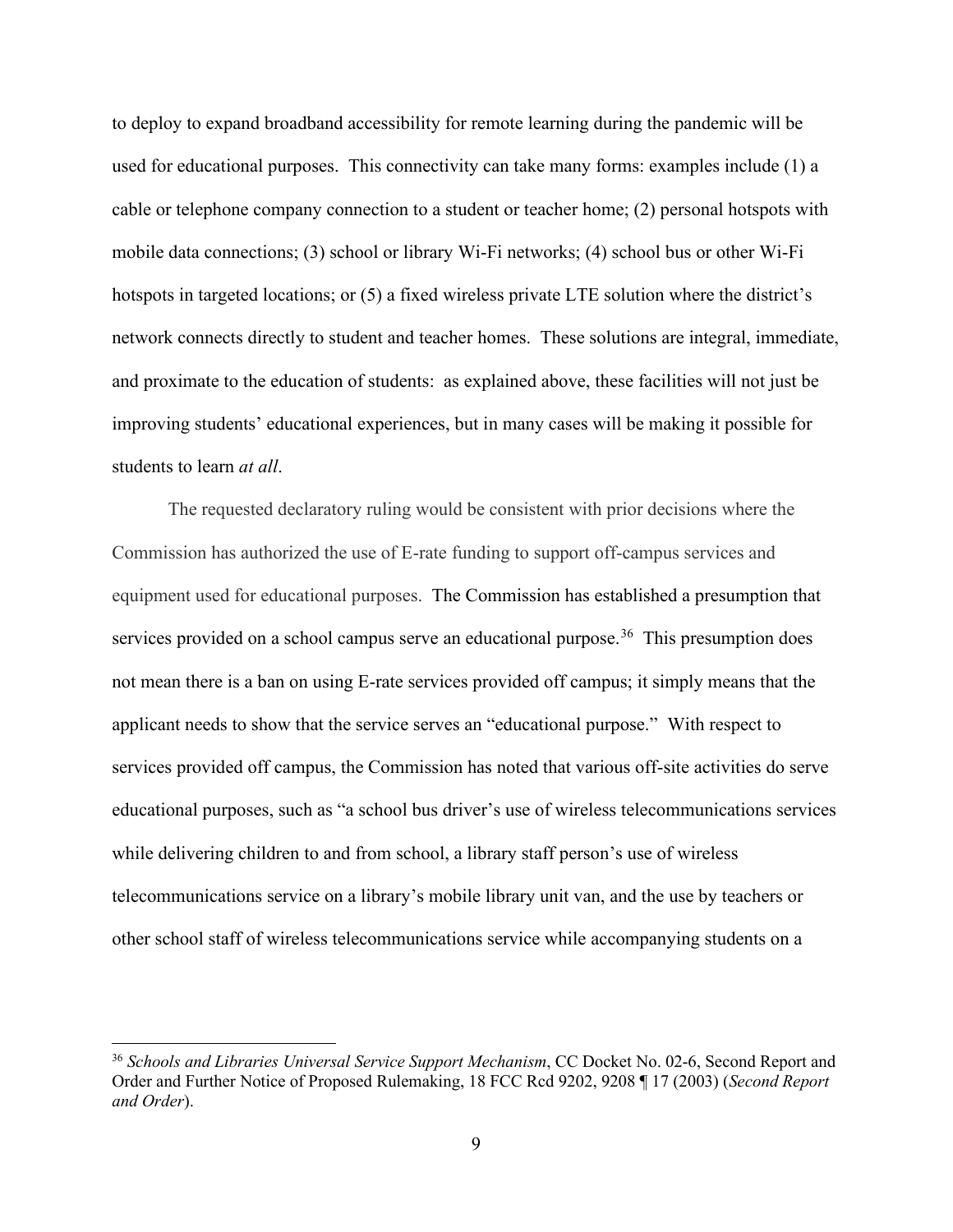to deploy to expand broadband accessibility for remote learning during the pandemic will be used for educational purposes. This connectivity can take many forms: examples include (1) a cable or telephone company connection to a student or teacher home; (2) personal hotspots with mobile data connections; (3) school or library Wi-Fi networks; (4) school bus or other Wi-Fi hotspots in targeted locations; or (5) a fixed wireless private LTE solution where the district's network connects directly to student and teacher homes. These solutions are integral, immediate, and proximate to the education of students: as explained above, these facilities will not just be improving students' educational experiences, but in many cases will be making it possible for students to learn *at all*.

The requested declaratory ruling would be consistent with prior decisions where the Commission has authorized the use of E-rate funding to support off-campus services and equipment used for educational purposes. The Commission has established a presumption that services provided on a school campus serve an educational purpose.[36] This presumption does not mean there is a ban on using E-rate services provided off campus; it simply means that the applicant needs to show that the service serves an "educational purpose." With respect to services provided off campus, the Commission has noted that various off-site activities do serve educational purposes, such as "a school bus driver's use of wireless telecommunications services while delivering children to and from school, a library staff person's use of wireless telecommunications service on a library's mobile library unit van, and the use by teachers or other school staff of wireless telecommunications service while accompanying students on a

[36] *Schools and Libraries Universal Service Support Mechanism*, CC Docket No. 02-6, Second Report and Order and Further Notice of Proposed Rulemaking, 18 FCC Rcd 9202, 9208 ¶ 17 (2003) (*Second Report and Order*).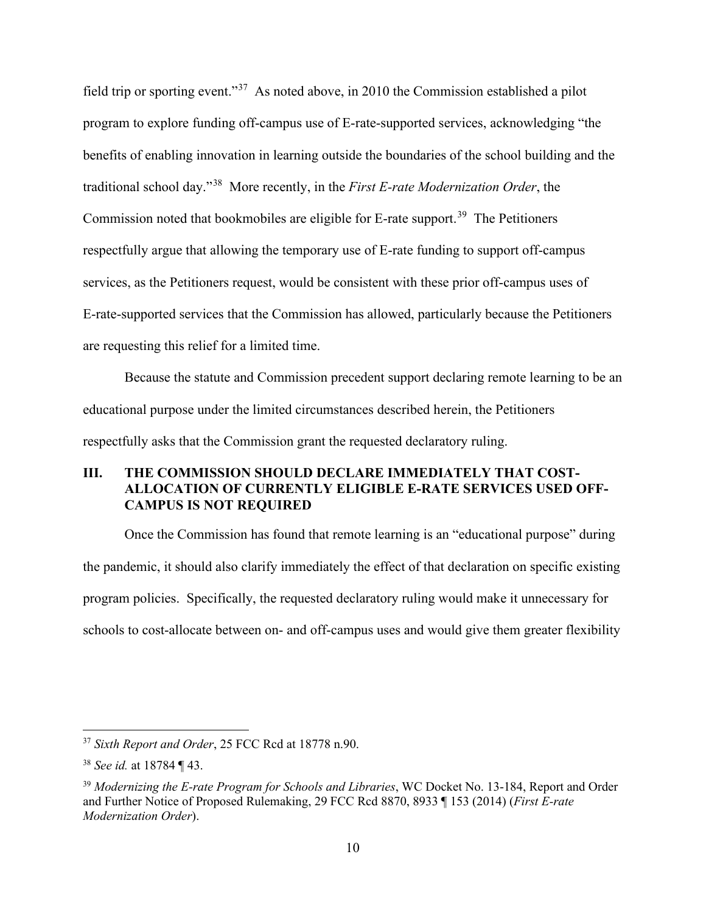field trip or sporting event."[37] As noted above, in 2010 the Commission established a pilot program to explore funding off-campus use of E-rate-supported services, acknowledging "the benefits of enabling innovation in learning outside the boundaries of the school building and the traditional school day."[38] More recently, in the *First E-rate Modernization Order*, the Commission noted that bookmobiles are eligible for E-rate support.[39] The Petitioners respectfully argue that allowing the temporary use of E-rate funding to support off-campus services, as the Petitioners request, would be consistent with these prior off-campus uses of E-rate-supported services that the Commission has allowed, particularly because the Petitioners are requesting this relief for a limited time.

Because the statute and Commission precedent support declaring remote learning to be an educational purpose under the limited circumstances described herein, the Petitioners respectfully asks that the Commission grant the requested declaratory ruling.

## III. THE COMMISSION SHOULD DECLARE IMMEDIATELY THAT COST-ALLOCATION OF CURRENTLY ELIGIBLE E-RATE SERVICES USED OFF-CAMPUS IS NOT REQUIRED

Once the Commission has found that remote learning is an "educational purpose" during the pandemic, it should also clarify immediately the effect of that declaration on specific existing program policies. Specifically, the requested declaratory ruling would make it unnecessary for schools to cost-allocate between on- and off-campus uses and would give them greater flexibility

---

[37] *Sixth Report and Order*, 25 FCC Rcd at 18778 n.90.

[38] *See id.* at 18784 ¶ 43.

[39] *Modernizing the E-rate Program for Schools and Libraries*, WC Docket No. 13-184, Report and Order and Further Notice of Proposed Rulemaking, 29 FCC Rcd 8870, 8933 ¶ 153 (2014) (*First E-rate Modernization Order*).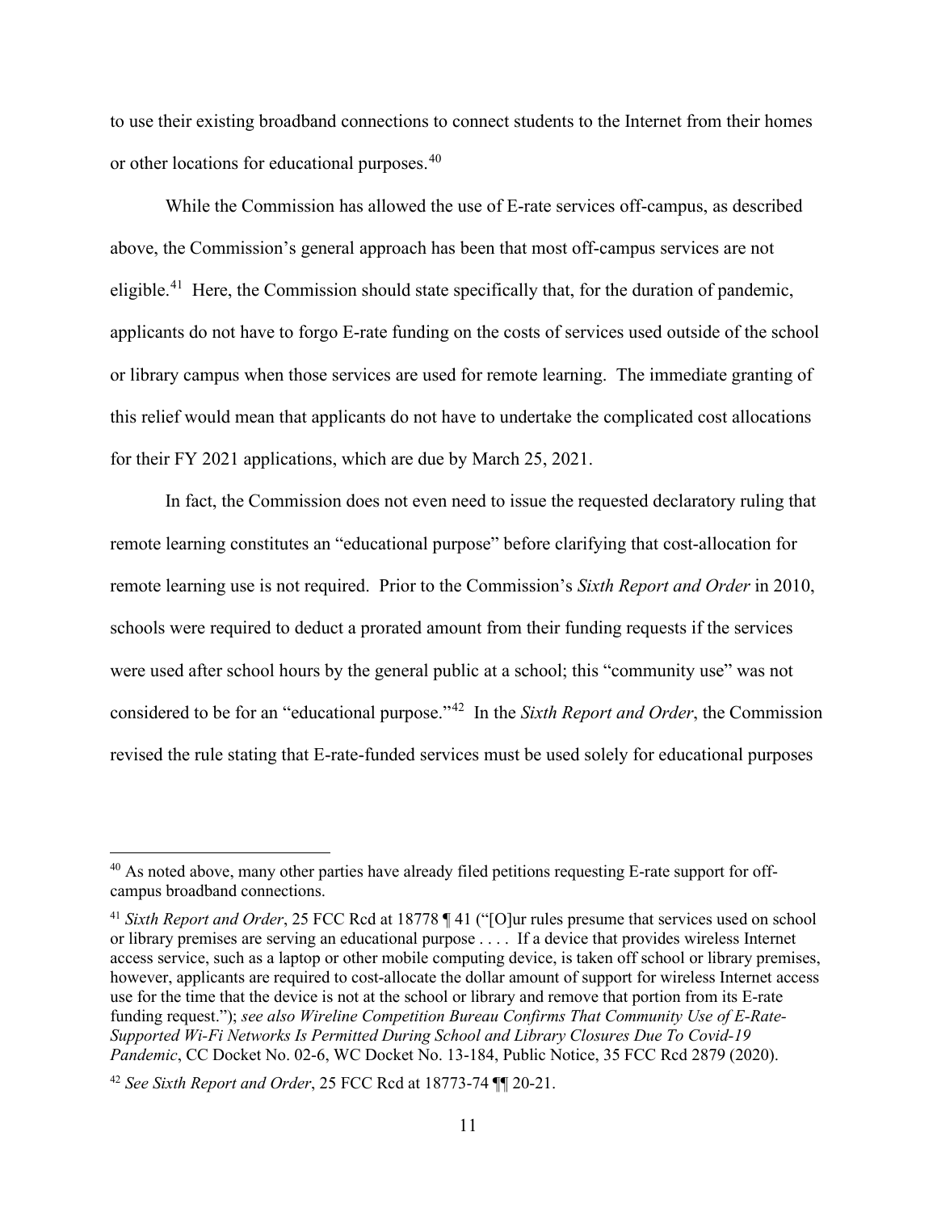to use their existing broadband connections to connect students to the Internet from their homes or other locations for educational purposes.[40]

While the Commission has allowed the use of E-rate services off-campus, as described above, the Commission's general approach has been that most off-campus services are not eligible.[41] Here, the Commission should state specifically that, for the duration of pandemic, applicants do not have to forgo E-rate funding on the costs of services used outside of the school or library campus when those services are used for remote learning. The immediate granting of this relief would mean that applicants do not have to undertake the complicated cost allocations for their FY 2021 applications, which are due by March 25, 2021.

In fact, the Commission does not even need to issue the requested declaratory ruling that remote learning constitutes an "educational purpose" before clarifying that cost-allocation for remote learning use is not required. Prior to the Commission's *Sixth Report and Order* in 2010, schools were required to deduct a prorated amount from their funding requests if the services were used after school hours by the general public at a school; this "community use" was not considered to be for an "educational purpose."[42] In the *Sixth Report and Order*, the Commission revised the rule stating that E-rate-funded services must be used solely for educational purposes

---

[40] As noted above, many other parties have already filed petitions requesting E-rate support for off-campus broadband connections.

[41] *Sixth Report and Order*, 25 FCC Rcd at 18778 ¶ 41 ("[O]ur rules presume that services used on school or library premises are serving an educational purpose . . . . If a device that provides wireless Internet access service, such as a laptop or other mobile computing device, is taken off school or library premises, however, applicants are required to cost-allocate the dollar amount of support for wireless Internet access use for the time that the device is not at the school or library and remove that portion from its E-rate funding request."); *see also Wireline Competition Bureau Confirms That Community Use of E-Rate-Supported Wi-Fi Networks Is Permitted During School and Library Closures Due To Covid-19 Pandemic*, CC Docket No. 02-6, WC Docket No. 13-184, Public Notice, 35 FCC Rcd 2879 (2020).

[42] *See Sixth Report and Order*, 25 FCC Rcd at 18773-74 ¶¶ 20-21.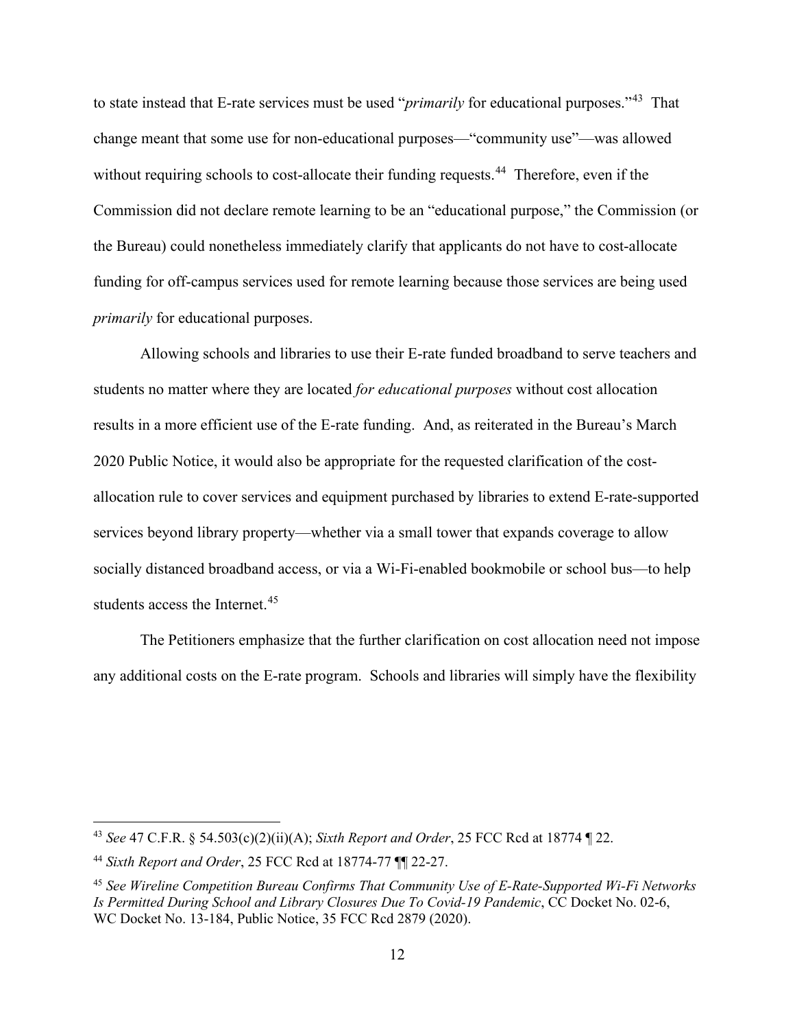to state instead that E-rate services must be used "*primarily* for educational purposes."[43] That change meant that some use for non-educational purposes—"community use"—was allowed without requiring schools to cost-allocate their funding requests.[44] Therefore, even if the Commission did not declare remote learning to be an "educational purpose," the Commission (or the Bureau) could nonetheless immediately clarify that applicants do not have to cost-allocate funding for off-campus services used for remote learning because those services are being used *primarily* for educational purposes.

Allowing schools and libraries to use their E-rate funded broadband to serve teachers and students no matter where they are located *for educational purposes* without cost allocation results in a more efficient use of the E-rate funding. And, as reiterated in the Bureau's March 2020 Public Notice, it would also be appropriate for the requested clarification of the cost-allocation rule to cover services and equipment purchased by libraries to extend E-rate-supported services beyond library property—whether via a small tower that expands coverage to allow socially distanced broadband access, or via a Wi-Fi-enabled bookmobile or school bus—to help students access the Internet.[45]

The Petitioners emphasize that the further clarification on cost allocation need not impose any additional costs on the E-rate program. Schools and libraries will simply have the flexibility

---

[43] *See* 47 C.F.R. § 54.503(c)(2)(ii)(A); *Sixth Report and Order*, 25 FCC Rcd at 18774 ¶ 22.

[44] *Sixth Report and Order*, 25 FCC Rcd at 18774-77 ¶¶ 22-27.

[45] *See Wireline Competition Bureau Confirms That Community Use of E-Rate-Supported Wi-Fi Networks Is Permitted During School and Library Closures Due To Covid-19 Pandemic*, CC Docket No. 02-6, WC Docket No. 13-184, Public Notice, 35 FCC Rcd 2879 (2020).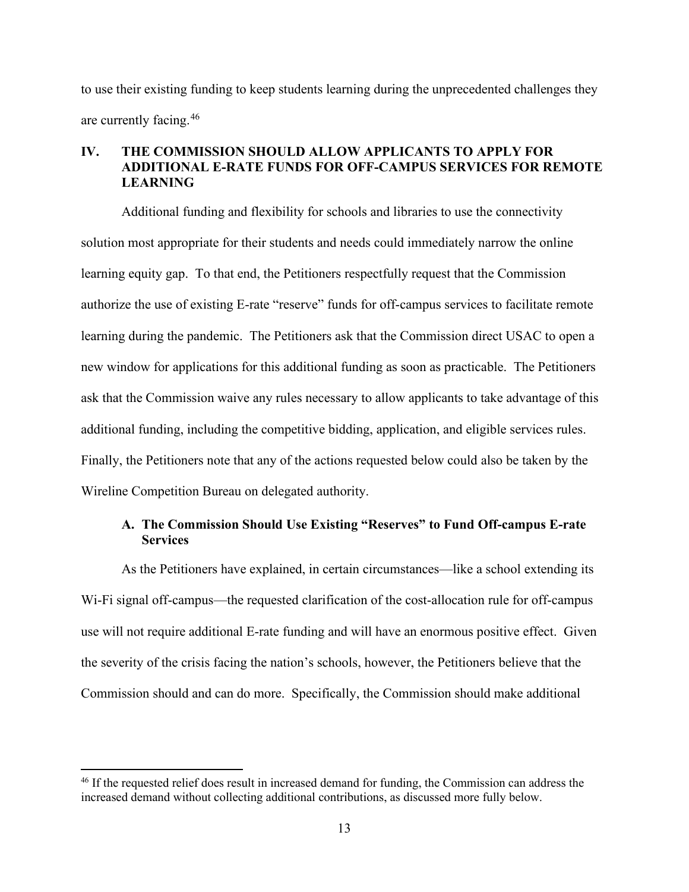to use their existing funding to keep students learning during the unprecedented challenges they are currently facing.[46]

## IV. THE COMMISSION SHOULD ALLOW APPLICANTS TO APPLY FOR ADDITIONAL E-RATE FUNDS FOR OFF-CAMPUS SERVICES FOR REMOTE LEARNING

Additional funding and flexibility for schools and libraries to use the connectivity solution most appropriate for their students and needs could immediately narrow the online learning equity gap. To that end, the Petitioners respectfully request that the Commission authorize the use of existing E-rate "reserve" funds for off-campus services to facilitate remote learning during the pandemic. The Petitioners ask that the Commission direct USAC to open a new window for applications for this additional funding as soon as practicable. The Petitioners ask that the Commission waive any rules necessary to allow applicants to take advantage of this additional funding, including the competitive bidding, application, and eligible services rules. Finally, the Petitioners note that any of the actions requested below could also be taken by the Wireline Competition Bureau on delegated authority.

### A. The Commission Should Use Existing "Reserves" to Fund Off-campus E-rate Services

As the Petitioners have explained, in certain circumstances—like a school extending its Wi-Fi signal off-campus—the requested clarification of the cost-allocation rule for off-campus use will not require additional E-rate funding and will have an enormous positive effect. Given the severity of the crisis facing the nation's schools, however, the Petitioners believe that the Commission should and can do more. Specifically, the Commission should make additional

[46] If the requested relief does result in increased demand for funding, the Commission can address the increased demand without collecting additional contributions, as discussed more fully below.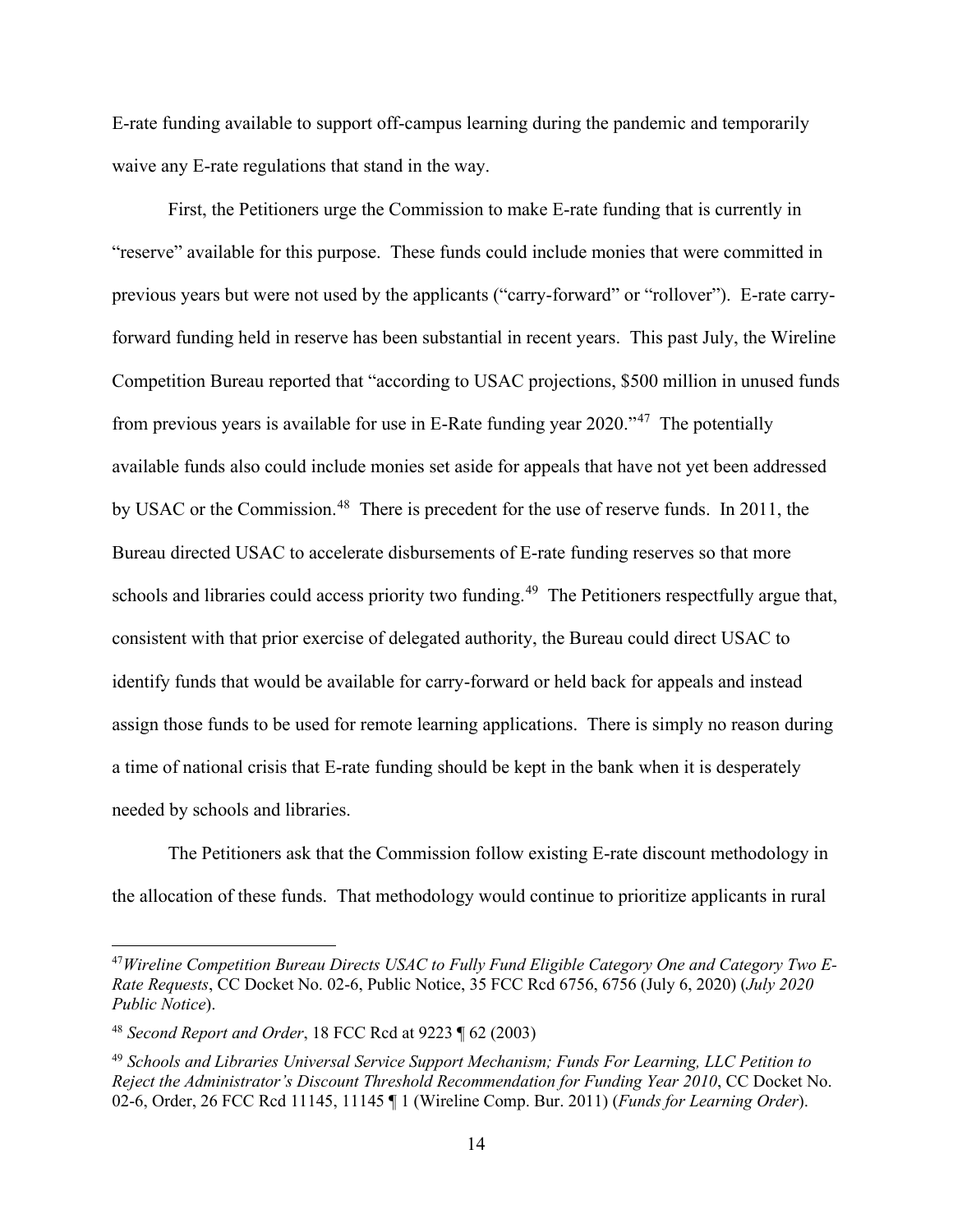E-rate funding available to support off-campus learning during the pandemic and temporarily waive any E-rate regulations that stand in the way.

First, the Petitioners urge the Commission to make E-rate funding that is currently in "reserve" available for this purpose. These funds could include monies that were committed in previous years but were not used by the applicants ("carry-forward" or "rollover"). E-rate carry-forward funding held in reserve has been substantial in recent years. This past July, the Wireline Competition Bureau reported that "according to USAC projections, $500 million in unused funds from previous years is available for use in E-Rate funding year 2020."[47] The potentially available funds also could include monies set aside for appeals that have not yet been addressed by USAC or the Commission.[48] There is precedent for the use of reserve funds. In 2011, the Bureau directed USAC to accelerate disbursements of E-rate funding reserves so that more schools and libraries could access priority two funding.[49] The Petitioners respectfully argue that, consistent with that prior exercise of delegated authority, the Bureau could direct USAC to identify funds that would be available for carry-forward or held back for appeals and instead assign those funds to be used for remote learning applications. There is simply no reason during a time of national crisis that E-rate funding should be kept in the bank when it is desperately needed by schools and libraries.

The Petitioners ask that the Commission follow existing E-rate discount methodology in the allocation of these funds. That methodology would continue to prioritize applicants in rural

---

[47] *Wireline Competition Bureau Directs USAC to Fully Fund Eligible Category One and Category Two E-Rate Requests*, CC Docket No. 02-6, Public Notice, 35 FCC Rcd 6756, 6756 (July 6, 2020) (*July 2020 Public Notice*).

[48] *Second Report and Order*, 18 FCC Rcd at 9223 ¶ 62 (2003)

[49] *Schools and Libraries Universal Service Support Mechanism; Funds For Learning, LLC Petition to Reject the Administrator's Discount Threshold Recommendation for Funding Year 2010*, CC Docket No. 02-6, Order, 26 FCC Rcd 11145, 11145 ¶ 1 (Wireline Comp. Bur. 2011) (*Funds for Learning Order*).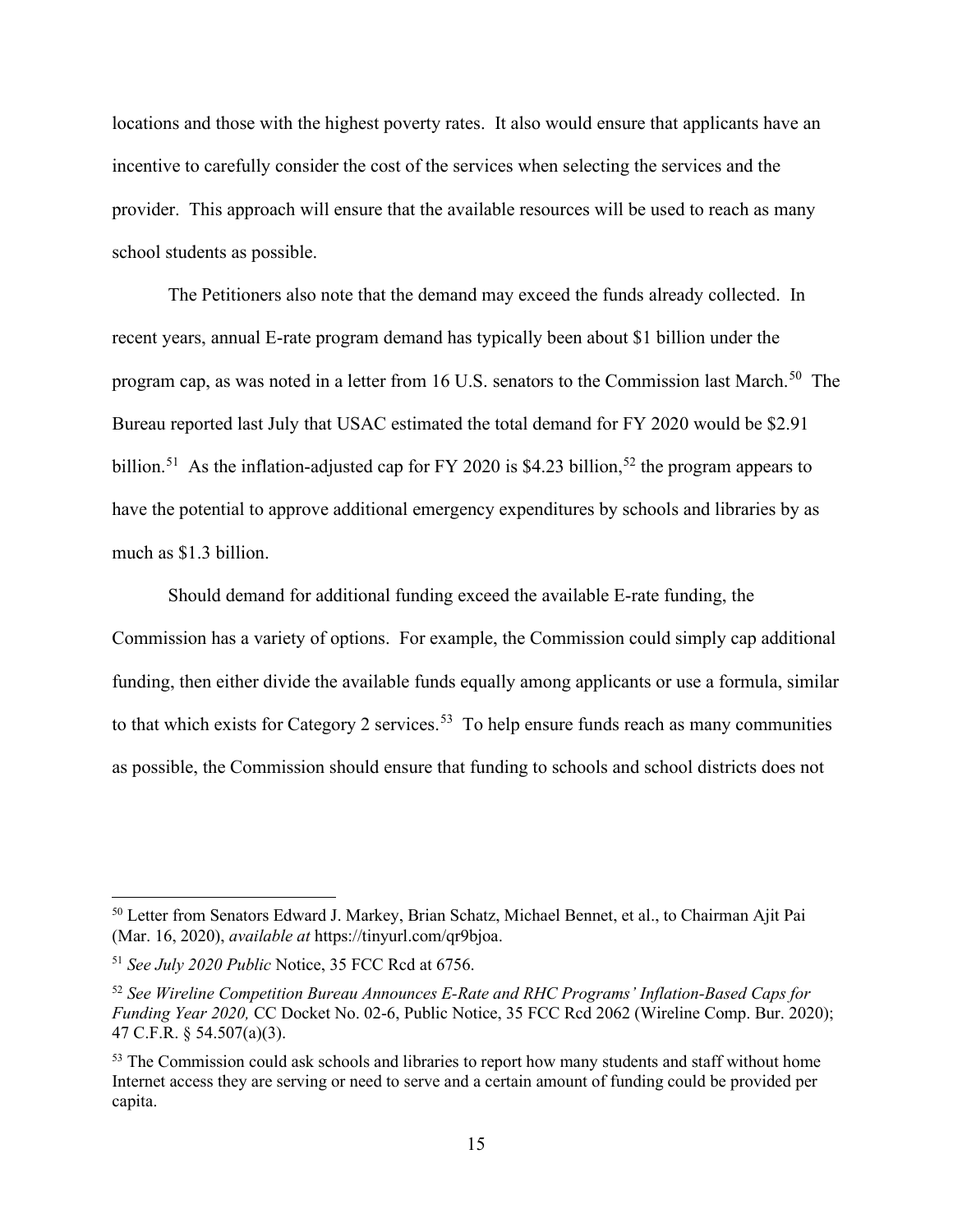locations and those with the highest poverty rates. It also would ensure that applicants have an incentive to carefully consider the cost of the services when selecting the services and the provider. This approach will ensure that the available resources will be used to reach as many school students as possible.

The Petitioners also note that the demand may exceed the funds already collected. In recent years, annual E-rate program demand has typically been about $1 billion under the program cap, as was noted in a letter from 16 U.S. senators to the Commission last March.[50] The Bureau reported last July that USAC estimated the total demand for FY 2020 would be $2.91 billion.[51] As the inflation-adjusted cap for FY 2020 is $4.23 billion,[52] the program appears to have the potential to approve additional emergency expenditures by schools and libraries by as much as $1.3 billion.

Should demand for additional funding exceed the available E-rate funding, the Commission has a variety of options. For example, the Commission could simply cap additional funding, then either divide the available funds equally among applicants or use a formula, similar to that which exists for Category 2 services.[53] To help ensure funds reach as many communities as possible, the Commission should ensure that funding to schools and school districts does not

---

[50] Letter from Senators Edward J. Markey, Brian Schatz, Michael Bennet, et al., to Chairman Ajit Pai (Mar. 16, 2020), *available at* https://tinyurl.com/qr9bjoa.

[51] *See July 2020 Public* Notice, 35 FCC Rcd at 6756.

[52] *See Wireline Competition Bureau Announces E-Rate and RHC Programs' Inflation-Based Caps for Funding Year 2020,* CC Docket No. 02-6, Public Notice, 35 FCC Rcd 2062 (Wireline Comp. Bur. 2020); 47 C.F.R. § 54.507(a)(3).

[53] The Commission could ask schools and libraries to report how many students and staff without home Internet access they are serving or need to serve and a certain amount of funding could be provided per capita.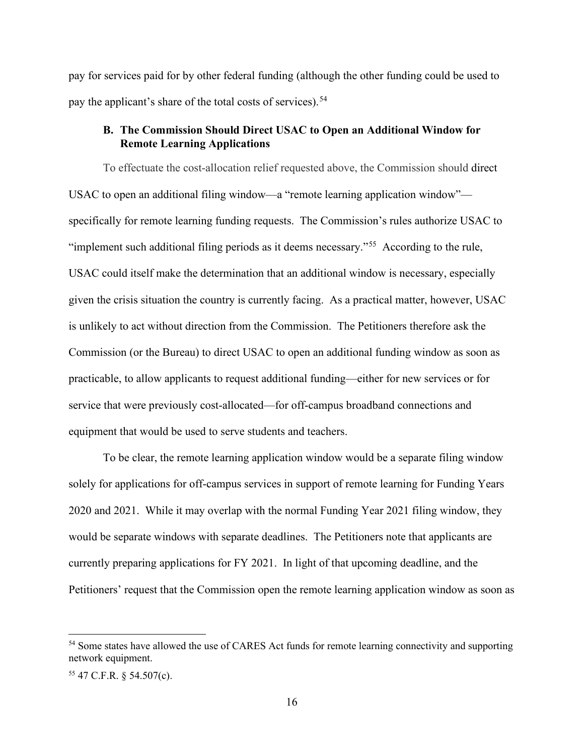pay for services paid for by other federal funding (although the other funding could be used to pay the applicant's share of the total costs of services).[54]

### B. The Commission Should Direct USAC to Open an Additional Window for Remote Learning Applications

To effectuate the cost-allocation relief requested above, the Commission should direct USAC to open an additional filing window—a "remote learning application window"—specifically for remote learning funding requests. The Commission's rules authorize USAC to "implement such additional filing periods as it deems necessary."[55] According to the rule, USAC could itself make the determination that an additional window is necessary, especially given the crisis situation the country is currently facing. As a practical matter, however, USAC is unlikely to act without direction from the Commission. The Petitioners therefore ask the Commission (or the Bureau) to direct USAC to open an additional funding window as soon as practicable, to allow applicants to request additional funding—either for new services or for service that were previously cost-allocated—for off-campus broadband connections and equipment that would be used to serve students and teachers.

To be clear, the remote learning application window would be a separate filing window solely for applications for off-campus services in support of remote learning for Funding Years 2020 and 2021. While it may overlap with the normal Funding Year 2021 filing window, they would be separate windows with separate deadlines. The Petitioners note that applicants are currently preparing applications for FY 2021. In light of that upcoming deadline, and the Petitioners' request that the Commission open the remote learning application window as soon as

---

[54] Some states have allowed the use of CARES Act funds for remote learning connectivity and supporting network equipment.

[55] 47 C.F.R. § 54.507(c).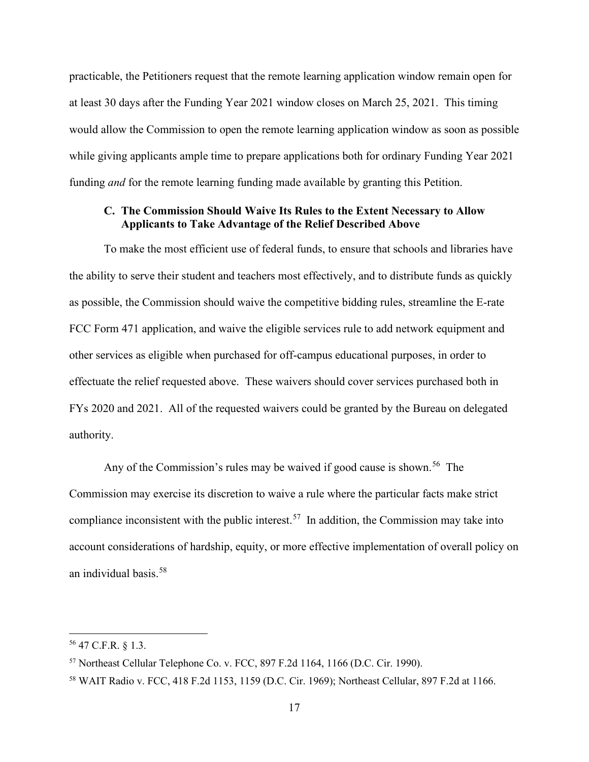practicable, the Petitioners request that the remote learning application window remain open for at least 30 days after the Funding Year 2021 window closes on March 25, 2021. This timing would allow the Commission to open the remote learning application window as soon as possible while giving applicants ample time to prepare applications both for ordinary Funding Year 2021 funding *and* for the remote learning funding made available by granting this Petition.

### C. The Commission Should Waive Its Rules to the Extent Necessary to Allow Applicants to Take Advantage of the Relief Described Above

To make the most efficient use of federal funds, to ensure that schools and libraries have the ability to serve their student and teachers most effectively, and to distribute funds as quickly as possible, the Commission should waive the competitive bidding rules, streamline the E-rate FCC Form 471 application, and waive the eligible services rule to add network equipment and other services as eligible when purchased for off-campus educational purposes, in order to effectuate the relief requested above. These waivers should cover services purchased both in FYs 2020 and 2021. All of the requested waivers could be granted by the Bureau on delegated authority.

Any of the Commission's rules may be waived if good cause is shown.[56] The Commission may exercise its discretion to waive a rule where the particular facts make strict compliance inconsistent with the public interest.[57] In addition, the Commission may take into account considerations of hardship, equity, or more effective implementation of overall policy on an individual basis.[58]

---

[56] 47 C.F.R. § 1.3.

[57] Northeast Cellular Telephone Co. v. FCC, 897 F.2d 1164, 1166 (D.C. Cir. 1990).

[58] WAIT Radio v. FCC, 418 F.2d 1153, 1159 (D.C. Cir. 1969); Northeast Cellular, 897 F.2d at 1166.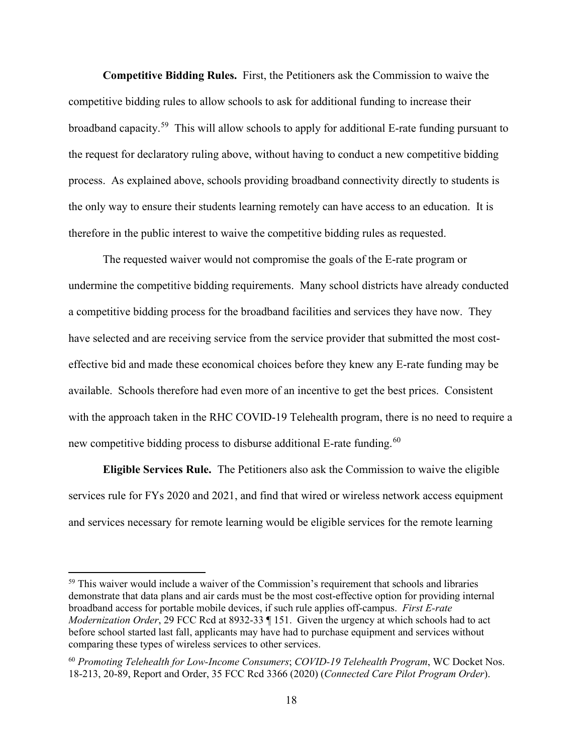**Competitive Bidding Rules.** First, the Petitioners ask the Commission to waive the competitive bidding rules to allow schools to ask for additional funding to increase their broadband capacity.[59] This will allow schools to apply for additional E-rate funding pursuant to the request for declaratory ruling above, without having to conduct a new competitive bidding process. As explained above, schools providing broadband connectivity directly to students is the only way to ensure their students learning remotely can have access to an education. It is therefore in the public interest to waive the competitive bidding rules as requested.

The requested waiver would not compromise the goals of the E-rate program or undermine the competitive bidding requirements. Many school districts have already conducted a competitive bidding process for the broadband facilities and services they have now. They have selected and are receiving service from the service provider that submitted the most cost-effective bid and made these economical choices before they knew any E-rate funding may be available. Schools therefore had even more of an incentive to get the best prices. Consistent with the approach taken in the RHC COVID-19 Telehealth program, there is no need to require a new competitive bidding process to disburse additional E-rate funding.[60]

**Eligible Services Rule.** The Petitioners also ask the Commission to waive the eligible services rule for FYs 2020 and 2021, and find that wired or wireless network access equipment and services necessary for remote learning would be eligible services for the remote learning

---

[59] This waiver would include a waiver of the Commission's requirement that schools and libraries demonstrate that data plans and air cards must be the most cost-effective option for providing internal broadband access for portable mobile devices, if such rule applies off-campus. *First E-rate Modernization Order*, 29 FCC Rcd at 8932-33 ¶ 151. Given the urgency at which schools had to act before school started last fall, applicants may have had to purchase equipment and services without comparing these types of wireless services to other services.

[60] *Promoting Telehealth for Low-Income Consumers*; *COVID-19 Telehealth Program*, WC Docket Nos. 18-213, 20-89, Report and Order, 35 FCC Rcd 3366 (2020) (*Connected Care Pilot Program Order*).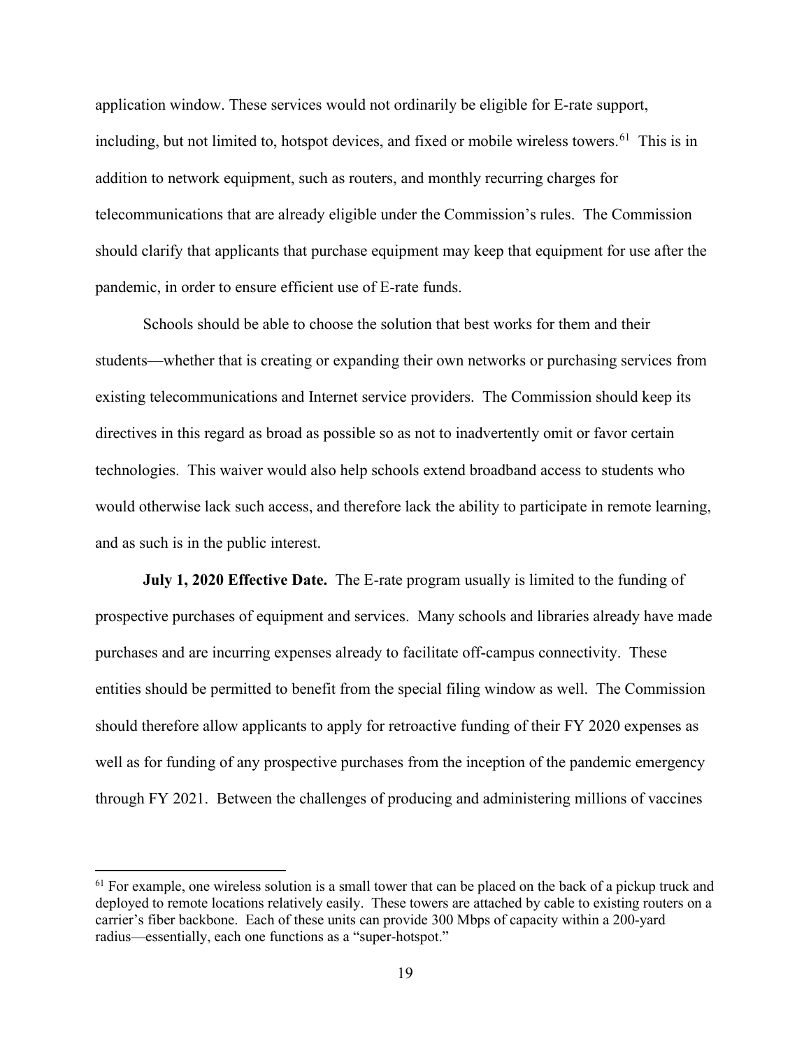application window. These services would not ordinarily be eligible for E-rate support, including, but not limited to, hotspot devices, and fixed or mobile wireless towers.[61] This is in addition to network equipment, such as routers, and monthly recurring charges for telecommunications that are already eligible under the Commission's rules. The Commission should clarify that applicants that purchase equipment may keep that equipment for use after the pandemic, in order to ensure efficient use of E-rate funds.

Schools should be able to choose the solution that best works for them and their students—whether that is creating or expanding their own networks or purchasing services from existing telecommunications and Internet service providers. The Commission should keep its directives in this regard as broad as possible so as not to inadvertently omit or favor certain technologies. This waiver would also help schools extend broadband access to students who would otherwise lack such access, and therefore lack the ability to participate in remote learning, and as such is in the public interest.

**July 1, 2020 Effective Date.** The E-rate program usually is limited to the funding of prospective purchases of equipment and services. Many schools and libraries already have made purchases and are incurring expenses already to facilitate off-campus connectivity. These entities should be permitted to benefit from the special filing window as well. The Commission should therefore allow applicants to apply for retroactive funding of their FY 2020 expenses as well as for funding of any prospective purchases from the inception of the pandemic emergency through FY 2021. Between the challenges of producing and administering millions of vaccines

---

[61] For example, one wireless solution is a small tower that can be placed on the back of a pickup truck and deployed to remote locations relatively easily. These towers are attached by cable to existing routers on a carrier's fiber backbone. Each of these units can provide 300 Mbps of capacity within a 200-yard radius—essentially, each one functions as a "super-hotspot."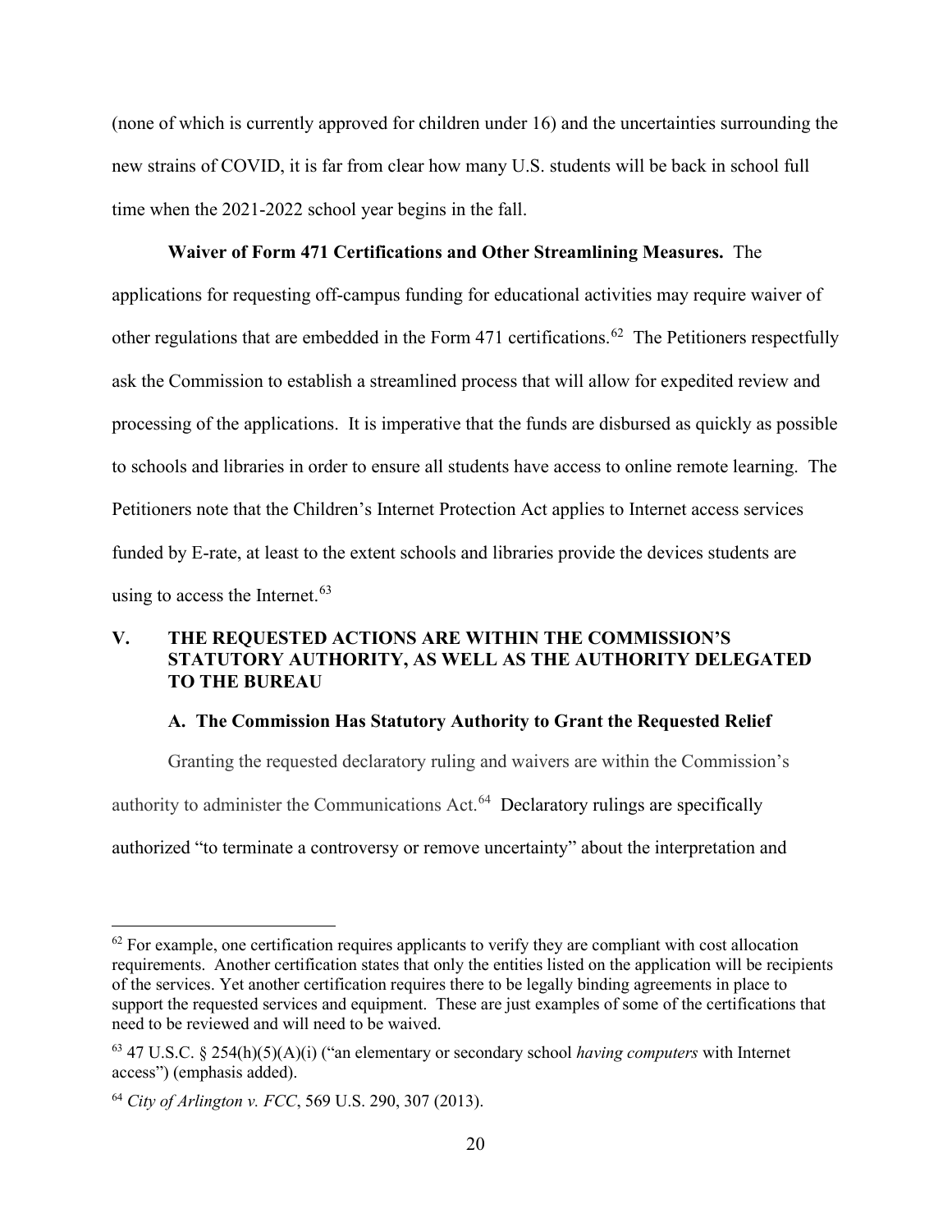(none of which is currently approved for children under 16) and the uncertainties surrounding the new strains of COVID, it is far from clear how many U.S. students will be back in school full time when the 2021-2022 school year begins in the fall.

**Waiver of Form 471 Certifications and Other Streamlining Measures.** The applications for requesting off-campus funding for educational activities may require waiver of other regulations that are embedded in the Form 471 certifications.[62] The Petitioners respectfully ask the Commission to establish a streamlined process that will allow for expedited review and processing of the applications. It is imperative that the funds are disbursed as quickly as possible to schools and libraries in order to ensure all students have access to online remote learning. The Petitioners note that the Children's Internet Protection Act applies to Internet access services funded by E-rate, at least to the extent schools and libraries provide the devices students are using to access the Internet.[63]

## V. THE REQUESTED ACTIONS ARE WITHIN THE COMMISSION'S STATUTORY AUTHORITY, AS WELL AS THE AUTHORITY DELEGATED TO THE BUREAU

### A. The Commission Has Statutory Authority to Grant the Requested Relief

Granting the requested declaratory ruling and waivers are within the Commission's authority to administer the Communications Act.[64] Declaratory rulings are specifically authorized "to terminate a controversy or remove uncertainty" about the interpretation and

---

[62] For example, one certification requires applicants to verify they are compliant with cost allocation requirements. Another certification states that only the entities listed on the application will be recipients of the services. Yet another certification requires there to be legally binding agreements in place to support the requested services and equipment. These are just examples of some of the certifications that need to be reviewed and will need to be waived.

[63] 47 U.S.C. § 254(h)(5)(A)(i) ("an elementary or secondary school *having computers* with Internet access") (emphasis added).

[64] *City of Arlington v. FCC*, 569 U.S. 290, 307 (2013).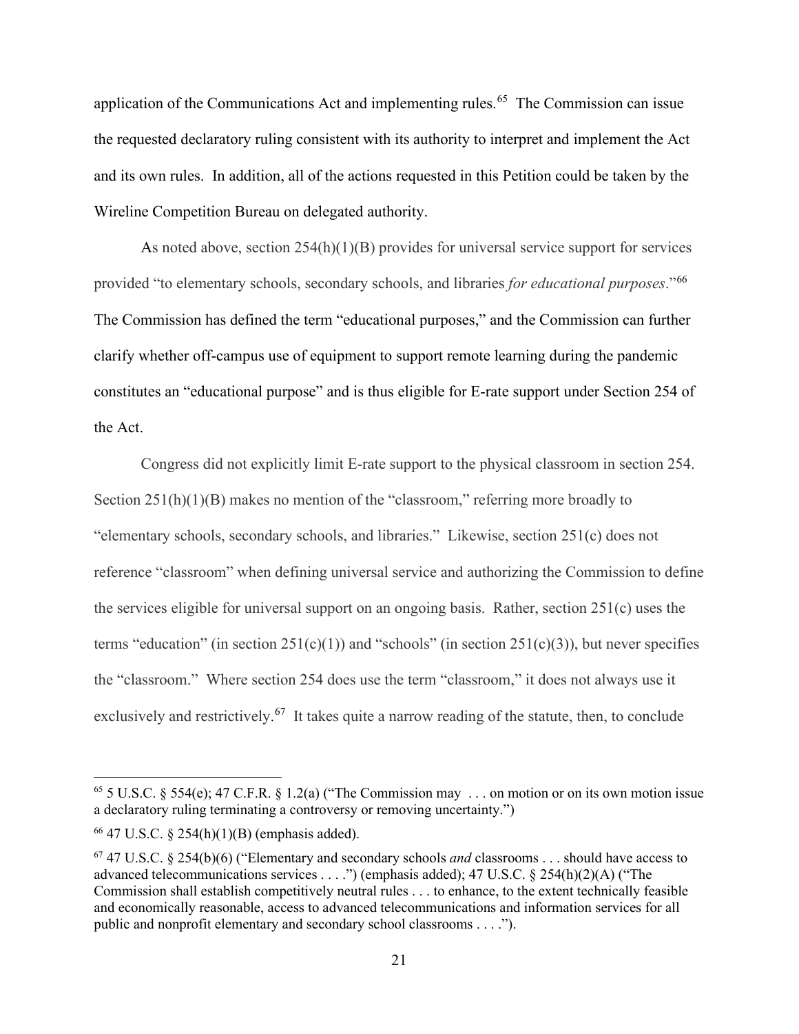application of the Communications Act and implementing rules.[65] The Commission can issue the requested declaratory ruling consistent with its authority to interpret and implement the Act and its own rules. In addition, all of the actions requested in this Petition could be taken by the Wireline Competition Bureau on delegated authority.

As noted above, section 254(h)(1)(B) provides for universal service support for services provided "to elementary schools, secondary schools, and libraries *for educational purposes*."[66] The Commission has defined the term "educational purposes," and the Commission can further clarify whether off-campus use of equipment to support remote learning during the pandemic constitutes an "educational purpose" and is thus eligible for E-rate support under Section 254 of the Act.

Congress did not explicitly limit E-rate support to the physical classroom in section 254. Section 251(h)(1)(B) makes no mention of the "classroom," referring more broadly to "elementary schools, secondary schools, and libraries." Likewise, section 251(c) does not reference "classroom" when defining universal service and authorizing the Commission to define the services eligible for universal support on an ongoing basis. Rather, section 251(c) uses the terms "education" (in section 251(c)(1)) and "schools" (in section 251(c)(3)), but never specifies the "classroom." Where section 254 does use the term "classroom," it does not always use it exclusively and restrictively.[67] It takes quite a narrow reading of the statute, then, to conclude

---

[65] 5 U.S.C. § 554(e); 47 C.F.R. § 1.2(a) ("The Commission may . . . on motion or on its own motion issue a declaratory ruling terminating a controversy or removing uncertainty.")

[66] 47 U.S.C. § 254(h)(1)(B) (emphasis added).

[67] 47 U.S.C. § 254(b)(6) ("Elementary and secondary schools *and* classrooms . . . should have access to advanced telecommunications services . . . .") (emphasis added); 47 U.S.C. § 254(h)(2)(A) ("The Commission shall establish competitively neutral rules . . . to enhance, to the extent technically feasible and economically reasonable, access to advanced telecommunications and information services for all public and nonprofit elementary and secondary school classrooms . . . .").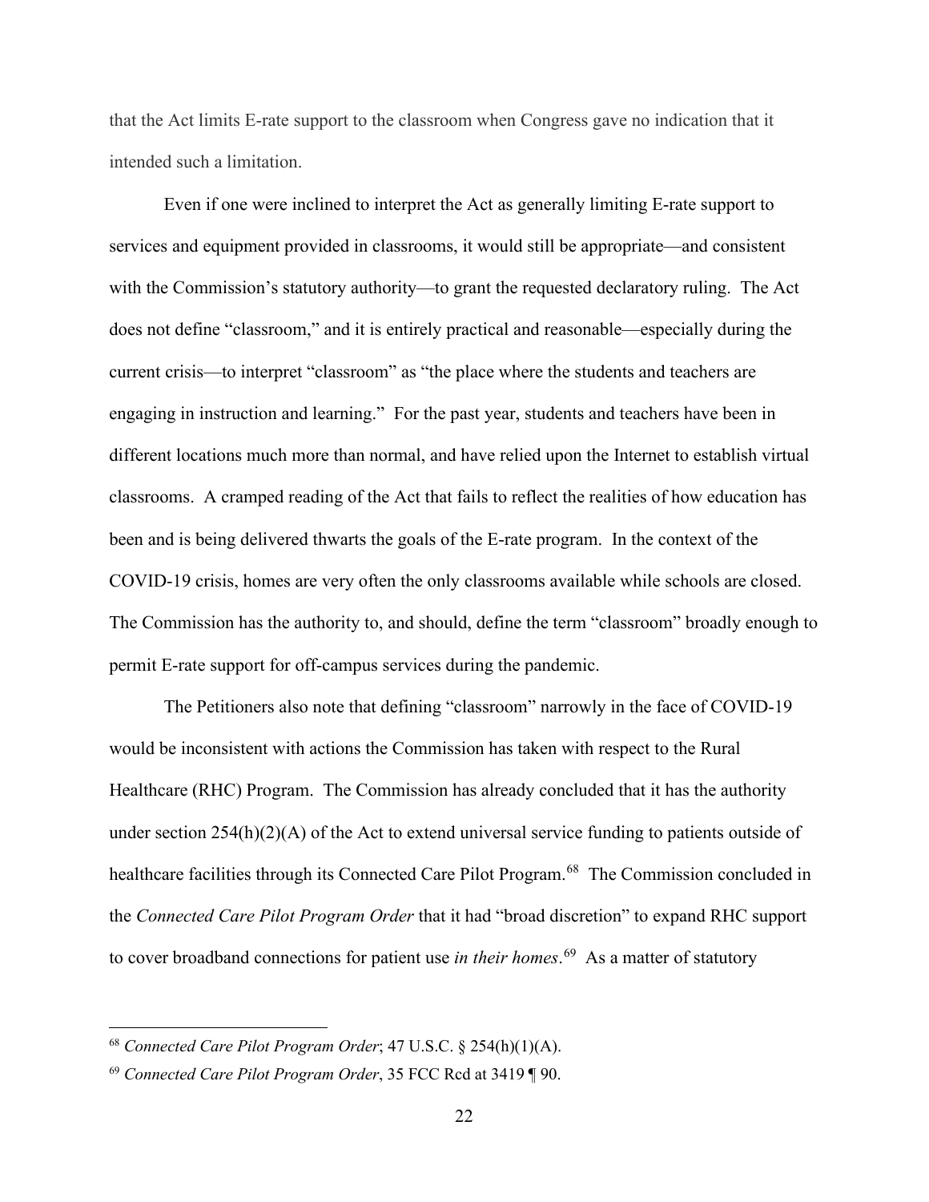that the Act limits E-rate support to the classroom when Congress gave no indication that it intended such a limitation.

Even if one were inclined to interpret the Act as generally limiting E-rate support to services and equipment provided in classrooms, it would still be appropriate—and consistent with the Commission's statutory authority—to grant the requested declaratory ruling. The Act does not define "classroom," and it is entirely practical and reasonable—especially during the current crisis—to interpret "classroom" as "the place where the students and teachers are engaging in instruction and learning." For the past year, students and teachers have been in different locations much more than normal, and have relied upon the Internet to establish virtual classrooms. A cramped reading of the Act that fails to reflect the realities of how education has been and is being delivered thwarts the goals of the E-rate program. In the context of the COVID-19 crisis, homes are very often the only classrooms available while schools are closed. The Commission has the authority to, and should, define the term "classroom" broadly enough to permit E-rate support for off-campus services during the pandemic.

The Petitioners also note that defining "classroom" narrowly in the face of COVID-19 would be inconsistent with actions the Commission has taken with respect to the Rural Healthcare (RHC) Program. The Commission has already concluded that it has the authority under section 254(h)(2)(A) of the Act to extend universal service funding to patients outside of healthcare facilities through its Connected Care Pilot Program.[68] The Commission concluded in the *Connected Care Pilot Program Order* that it had "broad discretion" to expand RHC support to cover broadband connections for patient use *in their homes*.[69] As a matter of statutory

---

[68] *Connected Care Pilot Program Order*; 47 U.S.C. § 254(h)(1)(A).

[69] *Connected Care Pilot Program Order*, 35 FCC Rcd at 3419 ¶ 90.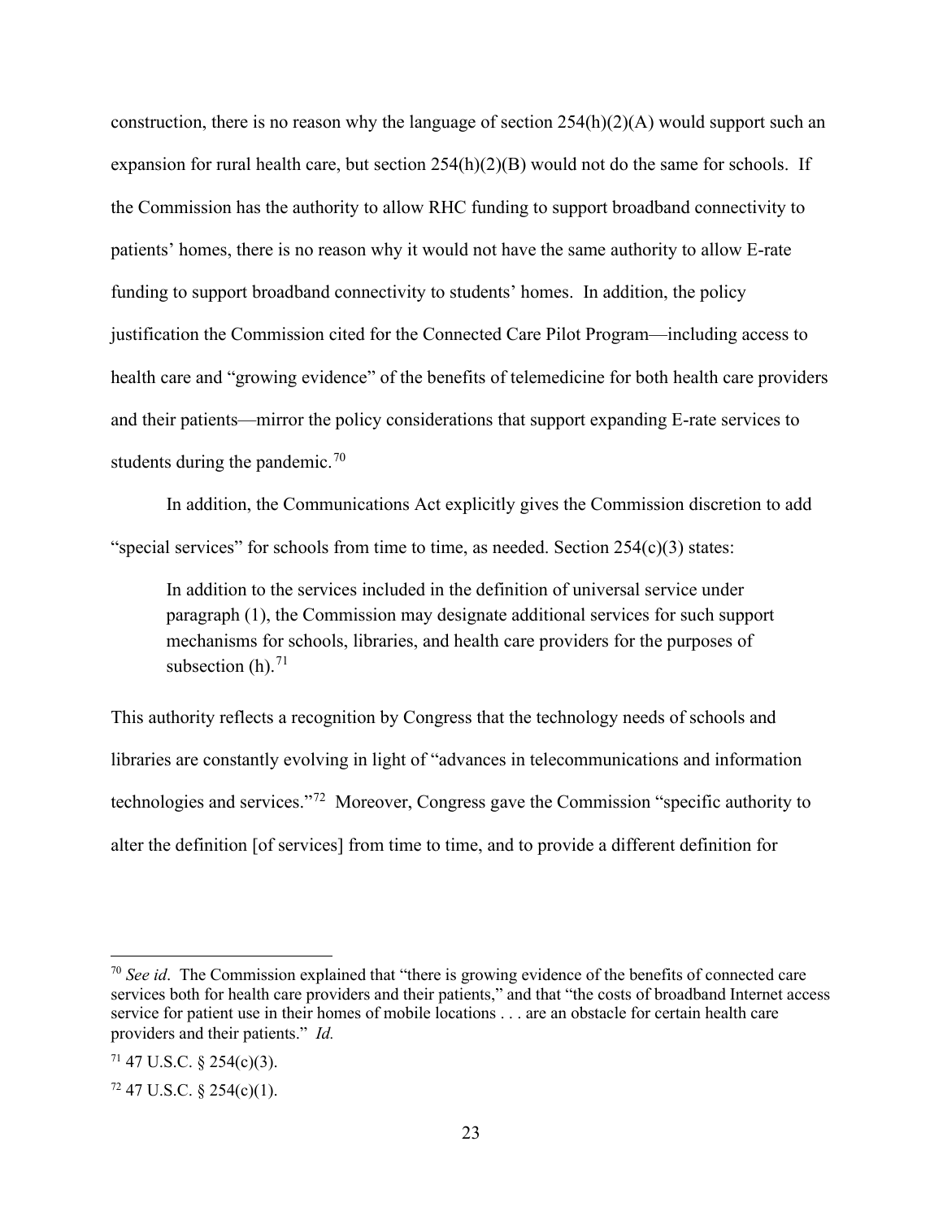construction, there is no reason why the language of section 254(h)(2)(A) would support such an expansion for rural health care, but section 254(h)(2)(B) would not do the same for schools. If the Commission has the authority to allow RHC funding to support broadband connectivity to patients' homes, there is no reason why it would not have the same authority to allow E-rate funding to support broadband connectivity to students' homes. In addition, the policy justification the Commission cited for the Connected Care Pilot Program—including access to health care and "growing evidence" of the benefits of telemedicine for both health care providers and their patients—mirror the policy considerations that support expanding E-rate services to students during the pandemic.[70]

In addition, the Communications Act explicitly gives the Commission discretion to add "special services" for schools from time to time, as needed. Section 254(c)(3) states:

> In addition to the services included in the definition of universal service under paragraph (1), the Commission may designate additional services for such support mechanisms for schools, libraries, and health care providers for the purposes of subsection (h).[71]

This authority reflects a recognition by Congress that the technology needs of schools and libraries are constantly evolving in light of "advances in telecommunications and information technologies and services."[72] Moreover, Congress gave the Commission "specific authority to alter the definition [of services] from time to time, and to provide a different definition for

---

[70] *See id*. The Commission explained that "there is growing evidence of the benefits of connected care services both for health care providers and their patients," and that "the costs of broadband Internet access service for patient use in their homes of mobile locations . . . are an obstacle for certain health care providers and their patients." *Id.*

[71] 47 U.S.C. § 254(c)(3).

[72] 47 U.S.C. § 254(c)(1).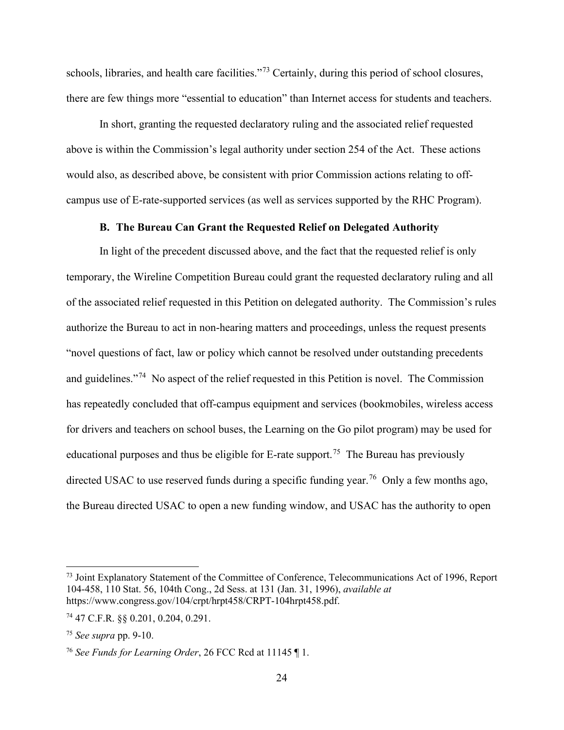schools, libraries, and health care facilities."[73] Certainly, during this period of school closures, there are few things more "essential to education" than Internet access for students and teachers.

In short, granting the requested declaratory ruling and the associated relief requested above is within the Commission's legal authority under section 254 of the Act. These actions would also, as described above, be consistent with prior Commission actions relating to off-campus use of E-rate-supported services (as well as services supported by the RHC Program).

### B. The Bureau Can Grant the Requested Relief on Delegated Authority

In light of the precedent discussed above, and the fact that the requested relief is only temporary, the Wireline Competition Bureau could grant the requested declaratory ruling and all of the associated relief requested in this Petition on delegated authority. The Commission's rules authorize the Bureau to act in non-hearing matters and proceedings, unless the request presents "novel questions of fact, law or policy which cannot be resolved under outstanding precedents and guidelines."[74] No aspect of the relief requested in this Petition is novel. The Commission has repeatedly concluded that off-campus equipment and services (bookmobiles, wireless access for drivers and teachers on school buses, the Learning on the Go pilot program) may be used for educational purposes and thus be eligible for E-rate support.[75] The Bureau has previously directed USAC to use reserved funds during a specific funding year.[76] Only a few months ago, the Bureau directed USAC to open a new funding window, and USAC has the authority to open

---

[73] Joint Explanatory Statement of the Committee of Conference, Telecommunications Act of 1996, Report 104-458, 110 Stat. 56, 104th Cong., 2d Sess. at 131 (Jan. 31, 1996), *available at* https://www.congress.gov/104/crpt/hrpt458/CRPT-104hrpt458.pdf.

[74] 47 C.F.R. §§ 0.201, 0.204, 0.291.

[75] *See supra* pp. 9-10.

[76] *See Funds for Learning Order*, 26 FCC Rcd at 11145 ¶ 1.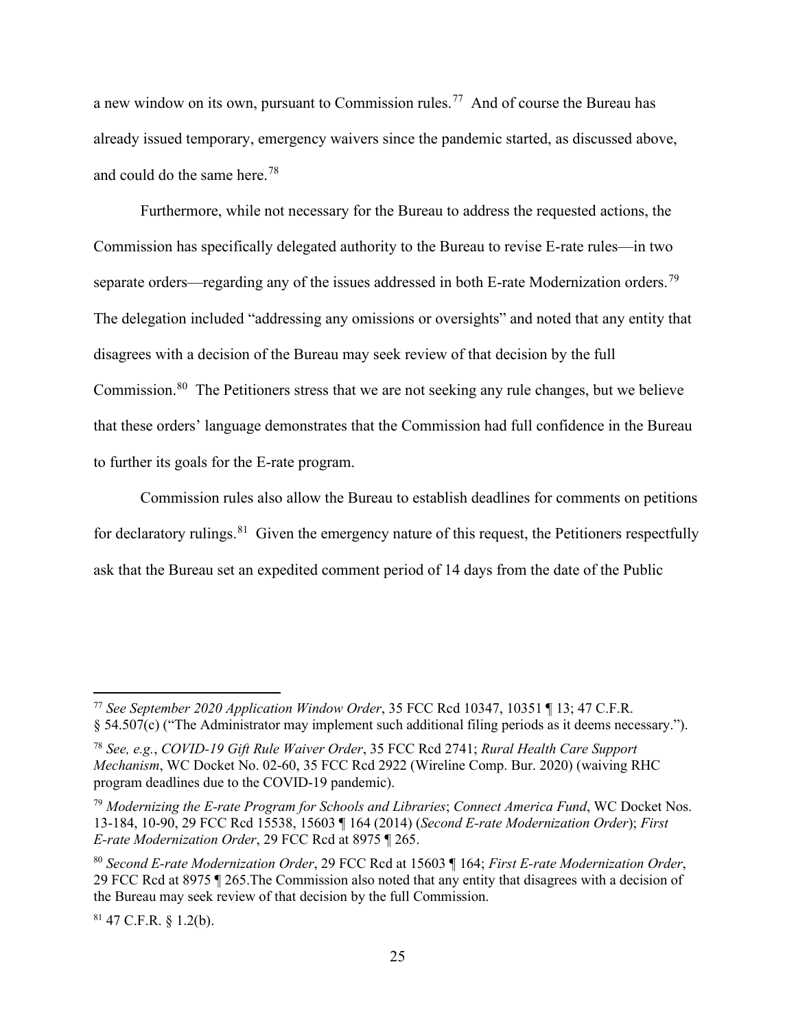a new window on its own, pursuant to Commission rules.[77] And of course the Bureau has already issued temporary, emergency waivers since the pandemic started, as discussed above, and could do the same here.[78]

Furthermore, while not necessary for the Bureau to address the requested actions, the Commission has specifically delegated authority to the Bureau to revise E-rate rules—in two separate orders—regarding any of the issues addressed in both E-rate Modernization orders.[79] The delegation included "addressing any omissions or oversights" and noted that any entity that disagrees with a decision of the Bureau may seek review of that decision by the full Commission.[80] The Petitioners stress that we are not seeking any rule changes, but we believe that these orders' language demonstrates that the Commission had full confidence in the Bureau to further its goals for the E-rate program.

Commission rules also allow the Bureau to establish deadlines for comments on petitions for declaratory rulings.[81] Given the emergency nature of this request, the Petitioners respectfully ask that the Bureau set an expedited comment period of 14 days from the date of the Public

---

[77] *See September 2020 Application Window Order*, 35 FCC Rcd 10347, 10351 ¶ 13; 47 C.F.R. § 54.507(c) ("The Administrator may implement such additional filing periods as it deems necessary.").

[78] *See, e.g.*, *COVID-19 Gift Rule Waiver Order*, 35 FCC Rcd 2741; *Rural Health Care Support Mechanism*, WC Docket No. 02-60, 35 FCC Rcd 2922 (Wireline Comp. Bur. 2020) (waiving RHC program deadlines due to the COVID-19 pandemic).

[79] *Modernizing the E-rate Program for Schools and Libraries*; *Connect America Fund*, WC Docket Nos. 13-184, 10-90, 29 FCC Rcd 15538, 15603 ¶ 164 (2014) (*Second E-rate Modernization Order*); *First E-rate Modernization Order*, 29 FCC Rcd at 8975 ¶ 265.

[80] *Second E-rate Modernization Order*, 29 FCC Rcd at 15603 ¶ 164; *First E-rate Modernization Order*, 29 FCC Rcd at 8975 ¶ 265.The Commission also noted that any entity that disagrees with a decision of the Bureau may seek review of that decision by the full Commission.

[81] 47 C.F.R. § 1.2(b).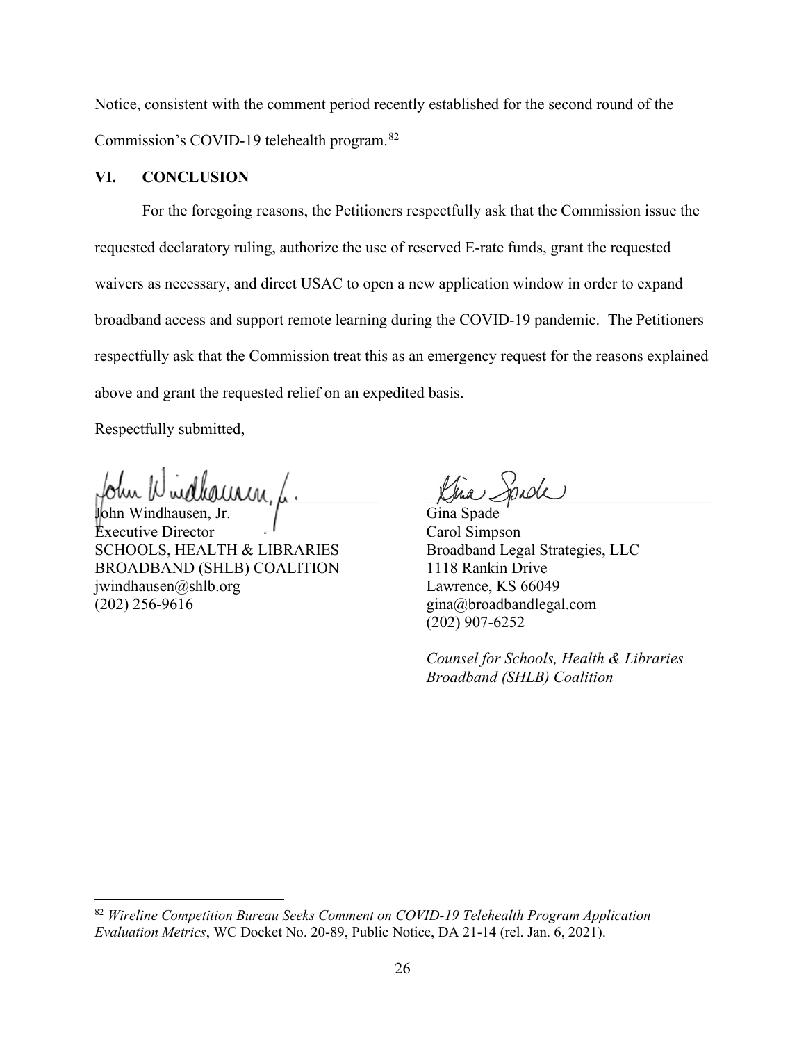Notice, consistent with the comment period recently established for the second round of the Commission's COVID-19 telehealth program.[82]

## VI. CONCLUSION

For the foregoing reasons, the Petitioners respectfully ask that the Commission issue the requested declaratory ruling, authorize the use of reserved E-rate funds, grant the requested waivers as necessary, and direct USAC to open a new application window in order to expand broadband access and support remote learning during the COVID-19 pandemic. The Petitioners respectfully ask that the Commission treat this as an emergency request for the reasons explained above and grant the requested relief on an expedited basis.

Respectfully submitted,

John Windhausen, Jr.
Executive Director
SCHOOLS, HEALTH & LIBRARIES
BROADBAND (SHLB) COALITION
jwindhausen@shlb.org
(202) 256-9616

Gina Spade
Carol Simpson
Broadband Legal Strategies, LLC
1118 Rankin Drive
Lawrence, KS 66049
gina@broadbandlegal.com
(202) 907-6252

*Counsel for Schools, Health & Libraries Broadband (SHLB) Coalition*

---

[82] *Wireline Competition Bureau Seeks Comment on COVID-19 Telehealth Program Application Evaluation Metrics*, WC Docket No. 20-89, Public Notice, DA 21-14 (rel. Jan. 6, 2021).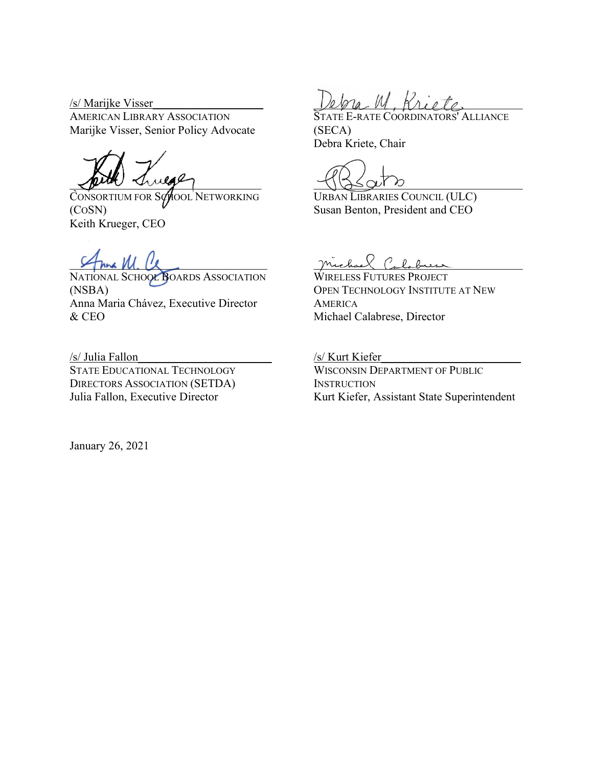/s/ Marijke Visser
AMERICAN LIBRARY ASSOCIATION
Marijke Visser, Senior Policy Advocate

CONSORTIUM FOR SCHOOL NETWORKING (COSN)
Keith Krueger, CEO

NATIONAL SCHOOL BOARDS ASSOCIATION (NSBA)
Anna Maria Chávez, Executive Director & CEO

/s/ Julia Fallon
STATE EDUCATIONAL TECHNOLOGY DIRECTORS ASSOCIATION (SETDA)
Julia Fallon, Executive Director

STATE E-RATE COORDINATORS' ALLIANCE (SECA)
Debra Kriete, Chair

URBAN LIBRARIES COUNCIL (ULC)
Susan Benton, President and CEO

WIRELESS FUTURES PROJECT
OPEN TECHNOLOGY INSTITUTE AT NEW AMERICA
Michael Calabrese, Director

/s/ Kurt Kiefer
WISCONSIN DEPARTMENT OF PUBLIC INSTRUCTION
Kurt Kiefer, Assistant State Superintendent

January 26, 2021